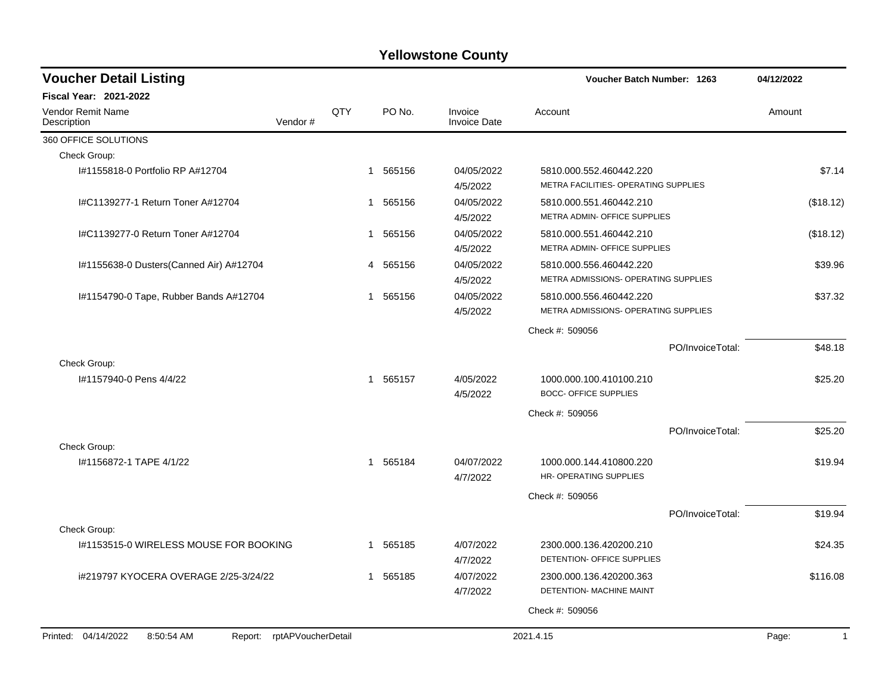# Yellowstone County

## Voucher Detail Listing

**Voucher Batch Number: 1263** 04/12/2022

**Fiscal Year: 2021-2022**

| Vendor Remit Name / Description | Vendor # | QTY | PO No. | Invoice / Invoice Date | Account | Amount |
|---|---|---|---|---|---|---|
| 360 OFFICE SOLUTIONS | | | | | | |
| Check Group: | | | | | | |
| I#1155818-0 Portfolio RP A#12704 | | 1 | 565156 | 04/05/2022 / 4/5/2022 | 5810.000.552.460442.220 METRA FACILITIES- OPERATING SUPPLIES | $7.14 |
| I#C1139277-1 Return Toner A#12704 | | 1 | 565156 | 04/05/2022 / 4/5/2022 | 5810.000.551.460442.210 METRA ADMIN- OFFICE SUPPLIES | ($18.12) |
| I#C1139277-0 Return Toner A#12704 | | 1 | 565156 | 04/05/2022 / 4/5/2022 | 5810.000.551.460442.210 METRA ADMIN- OFFICE SUPPLIES | ($18.12) |
| I#1155638-0 Dusters(Canned Air) A#12704 | | 4 | 565156 | 04/05/2022 / 4/5/2022 | 5810.000.556.460442.220 METRA ADMISSIONS- OPERATING SUPPLIES | $39.96 |
| I#1154790-0 Tape, Rubber Bands A#12704 | | 1 | 565156 | 04/05/2022 / 4/5/2022 | 5810.000.556.460442.220 METRA ADMISSIONS- OPERATING SUPPLIES | $37.32 |
| | | | | | Check #: 509056 | |
| | | | | | PO/InvoiceTotal: | $48.18 |
| Check Group: | | | | | | |
| I#1157940-0 Pens 4/4/22 | | 1 | 565157 | 4/05/2022 / 4/5/2022 | 1000.000.100.410100.210 BOCC- OFFICE SUPPLIES | $25.20 |
| | | | | | Check #: 509056 | |
| | | | | | PO/InvoiceTotal: | $25.20 |
| Check Group: | | | | | | |
| I#1156872-1 TAPE 4/1/22 | | 1 | 565184 | 04/07/2022 / 4/7/2022 | 1000.000.144.410800.220 HR- OPERATING SUPPLIES | $19.94 |
| | | | | | Check #: 509056 | |
| | | | | | PO/InvoiceTotal: | $19.94 |
| Check Group: | | | | | | |
| I#1153515-0 WIRELESS MOUSE FOR BOOKING | | 1 | 565185 | 4/07/2022 / 4/7/2022 | 2300.000.136.420200.210 DETENTION- OFFICE SUPPLIES | $24.35 |
| i#219797 KYOCERA OVERAGE 2/25-3/24/22 | | 1 | 565185 | 4/07/2022 / 4/7/2022 | 2300.000.136.420200.363 DETENTION- MACHINE MAINT | $116.08 |
| | | | | | Check #: 509056 | |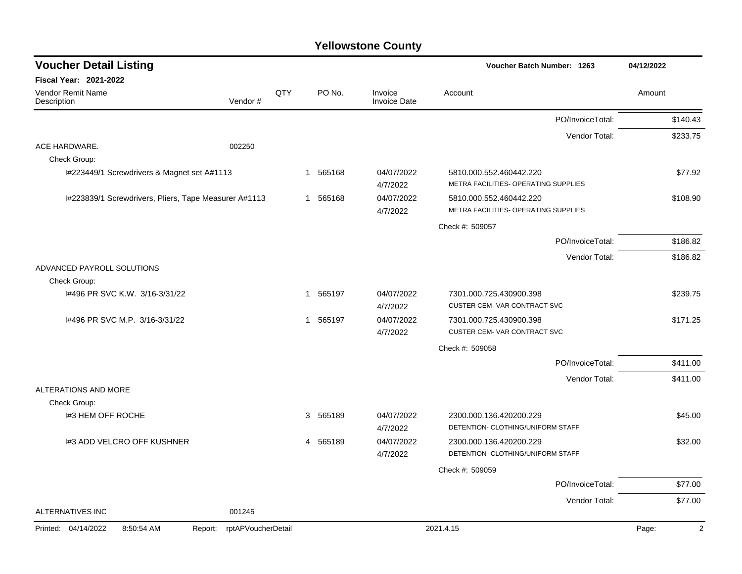# Yellowstone County

## Voucher Detail Listing

Voucher Batch Number: 1263 — 04/12/2022

**Fiscal Year: 2021-2022**

| Vendor Remit Name / Description | Vendor # | QTY | PO No. | Invoice / Invoice Date | Account | Amount |
|---|---|---|---|---|---|---|
| | | | | | PO/InvoiceTotal: | $140.43 |
| | | | | | Vendor Total: | $233.75 |
| ACE HARDWARE. | 002250 | | | | | |
| Check Group: | | | | | | |
| I#223449/1 Screwdrivers & Magnet set A#1113 | | 1 | 565168 | 04/07/2022 4/7/2022 | 5810.000.552.460442.220 METRA FACILITIES- OPERATING SUPPLIES | $77.92 |
| I#223839/1 Screwdrivers, Pliers, Tape Measurer A#1113 | | 1 | 565168 | 04/07/2022 4/7/2022 | 5810.000.552.460442.220 METRA FACILITIES- OPERATING SUPPLIES | $108.90 |
| | | | | | Check #: 509057 | |
| | | | | | PO/InvoiceTotal: | $186.82 |
| | | | | | Vendor Total: | $186.82 |
| ADVANCED PAYROLL SOLUTIONS | | | | | | |
| Check Group: | | | | | | |
| I#496 PR SVC K.W. 3/16-3/31/22 | | 1 | 565197 | 04/07/2022 4/7/2022 | 7301.000.725.430900.398 CUSTER CEM- VAR CONTRACT SVC | $239.75 |
| I#496 PR SVC M.P. 3/16-3/31/22 | | 1 | 565197 | 04/07/2022 4/7/2022 | 7301.000.725.430900.398 CUSTER CEM- VAR CONTRACT SVC | $171.25 |
| | | | | | Check #: 509058 | |
| | | | | | PO/InvoiceTotal: | $411.00 |
| | | | | | Vendor Total: | $411.00 |
| ALTERATIONS AND MORE | | | | | | |
| Check Group: | | | | | | |
| I#3 HEM OFF ROCHE | | 3 | 565189 | 04/07/2022 4/7/2022 | 2300.000.136.420200.229 DETENTION- CLOTHING/UNIFORM STAFF | $45.00 |
| I#3 ADD VELCRO OFF KUSHNER | | 4 | 565189 | 04/07/2022 4/7/2022 | 2300.000.136.420200.229 DETENTION- CLOTHING/UNIFORM STAFF | $32.00 |
| | | | | | Check #: 509059 | |
| | | | | | PO/InvoiceTotal: | $77.00 |
| | | | | | Vendor Total: | $77.00 |
| ALTERNATIVES INC | 001245 | | | | | |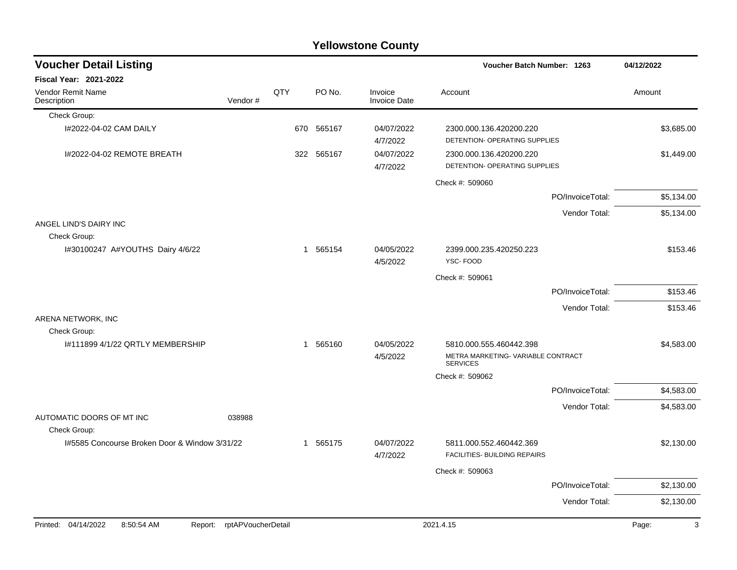# Yellowstone County

## Voucher Detail Listing

**Voucher Batch Number: 1263** — 04/12/2022

**Fiscal Year: 2021-2022**

| Vendor Remit Name / Description | Vendor # | QTY | PO No. | Invoice / Invoice Date | Account | Amount |
|---|---|---|---|---|---|---|
| Check Group: | | | | | | |
| I#2022-04-02 CAM DAILY | | 670 | 565167 | 04/07/2022 4/7/2022 | 2300.000.136.420200.220 DETENTION- OPERATING SUPPLIES | $3,685.00 |
| I#2022-04-02 REMOTE BREATH | | 322 | 565167 | 04/07/2022 4/7/2022 | 2300.000.136.420200.220 DETENTION- OPERATING SUPPLIES | $1,449.00 |
| | | | | | Check #: 509060 | |
| | | | | | PO/InvoiceTotal: | $5,134.00 |
| | | | | | Vendor Total: | $5,134.00 |
| ANGEL LIND'S DAIRY INC | | | | | | |
| Check Group: | | | | | | |
| I#30100247 A#YOUTHS Dairy 4/6/22 | | 1 | 565154 | 04/05/2022 4/5/2022 | 2399.000.235.420250.223 YSC- FOOD | $153.46 |
| | | | | | Check #: 509061 | |
| | | | | | PO/InvoiceTotal: | $153.46 |
| | | | | | Vendor Total: | $153.46 |
| ARENA NETWORK, INC | | | | | | |
| Check Group: | | | | | | |
| I#111899 4/1/22 QRTLY MEMBERSHIP | | 1 | 565160 | 04/05/2022 4/5/2022 | 5810.000.555.460442.398 METRA MARKETING- VARIABLE CONTRACT SERVICES | $4,583.00 |
| | | | | | Check #: 509062 | |
| | | | | | PO/InvoiceTotal: | $4,583.00 |
| | | | | | Vendor Total: | $4,583.00 |
| AUTOMATIC DOORS OF MT INC | 038988 | | | | | |
| Check Group: | | | | | | |
| I#5585 Concourse Broken Door & Window 3/31/22 | | 1 | 565175 | 04/07/2022 4/7/2022 | 5811.000.552.460442.369 FACILITIES- BUILDING REPAIRS | $2,130.00 |
| | | | | | Check #: 509063 | |
| | | | | | PO/InvoiceTotal: | $2,130.00 |
| | | | | | Vendor Total: | $2,130.00 |

Printed: 04/14/2022 8:50:54 AM Report: rptAPVoucherDetail 2021.4.15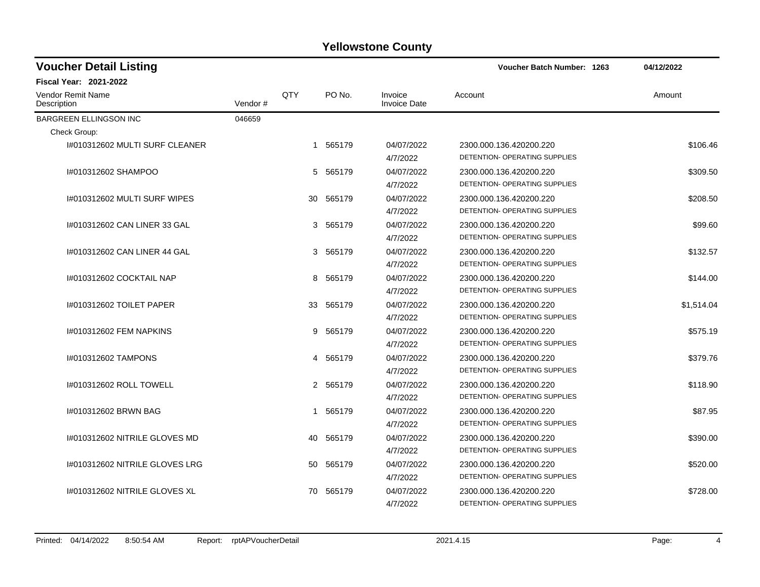## Yellowstone County

### Voucher Detail Listing

**Voucher Batch Number: 1263** **04/12/2022**

**Fiscal Year: 2021-2022**

| Vendor Remit Name / Description | Vendor # | QTY | PO No. | Invoice / Invoice Date | Account | Amount |
|---|---|---|---|---|---|---|
| BARGREEN ELLINGSON INC | 046659 | | | | | |
| Check Group: | | | | | | |
| I#010312602 MULTI SURF CLEANER | | 1 | 565179 | 04/07/2022 4/7/2022 | 2300.000.136.420200.220 DETENTION- OPERATING SUPPLIES | $106.46 |
| I#010312602 SHAMPOO | | 5 | 565179 | 04/07/2022 4/7/2022 | 2300.000.136.420200.220 DETENTION- OPERATING SUPPLIES | $309.50 |
| I#010312602 MULTI SURF WIPES | | 30 | 565179 | 04/07/2022 4/7/2022 | 2300.000.136.420200.220 DETENTION- OPERATING SUPPLIES | $208.50 |
| I#010312602 CAN LINER 33 GAL | | 3 | 565179 | 04/07/2022 4/7/2022 | 2300.000.136.420200.220 DETENTION- OPERATING SUPPLIES | $99.60 |
| I#010312602 CAN LINER 44 GAL | | 3 | 565179 | 04/07/2022 4/7/2022 | 2300.000.136.420200.220 DETENTION- OPERATING SUPPLIES | $132.57 |
| I#010312602 COCKTAIL NAP | | 8 | 565179 | 04/07/2022 4/7/2022 | 2300.000.136.420200.220 DETENTION- OPERATING SUPPLIES | $144.00 |
| I#010312602 TOILET PAPER | | 33 | 565179 | 04/07/2022 4/7/2022 | 2300.000.136.420200.220 DETENTION- OPERATING SUPPLIES | $1,514.04 |
| I#010312602 FEM NAPKINS | | 9 | 565179 | 04/07/2022 4/7/2022 | 2300.000.136.420200.220 DETENTION- OPERATING SUPPLIES | $575.19 |
| I#010312602 TAMPONS | | 4 | 565179 | 04/07/2022 4/7/2022 | 2300.000.136.420200.220 DETENTION- OPERATING SUPPLIES | $379.76 |
| I#010312602 ROLL TOWELL | | 2 | 565179 | 04/07/2022 4/7/2022 | 2300.000.136.420200.220 DETENTION- OPERATING SUPPLIES | $118.90 |
| I#010312602 BRWN BAG | | 1 | 565179 | 04/07/2022 4/7/2022 | 2300.000.136.420200.220 DETENTION- OPERATING SUPPLIES | $87.95 |
| I#010312602 NITRILE GLOVES MD | | 40 | 565179 | 04/07/2022 4/7/2022 | 2300.000.136.420200.220 DETENTION- OPERATING SUPPLIES | $390.00 |
| I#010312602 NITRILE GLOVES LRG | | 50 | 565179 | 04/07/2022 4/7/2022 | 2300.000.136.420200.220 DETENTION- OPERATING SUPPLIES | $520.00 |
| I#010312602 NITRILE GLOVES XL | | 70 | 565179 | 04/07/2022 4/7/2022 | 2300.000.136.420200.220 DETENTION- OPERATING SUPPLIES | $728.00 |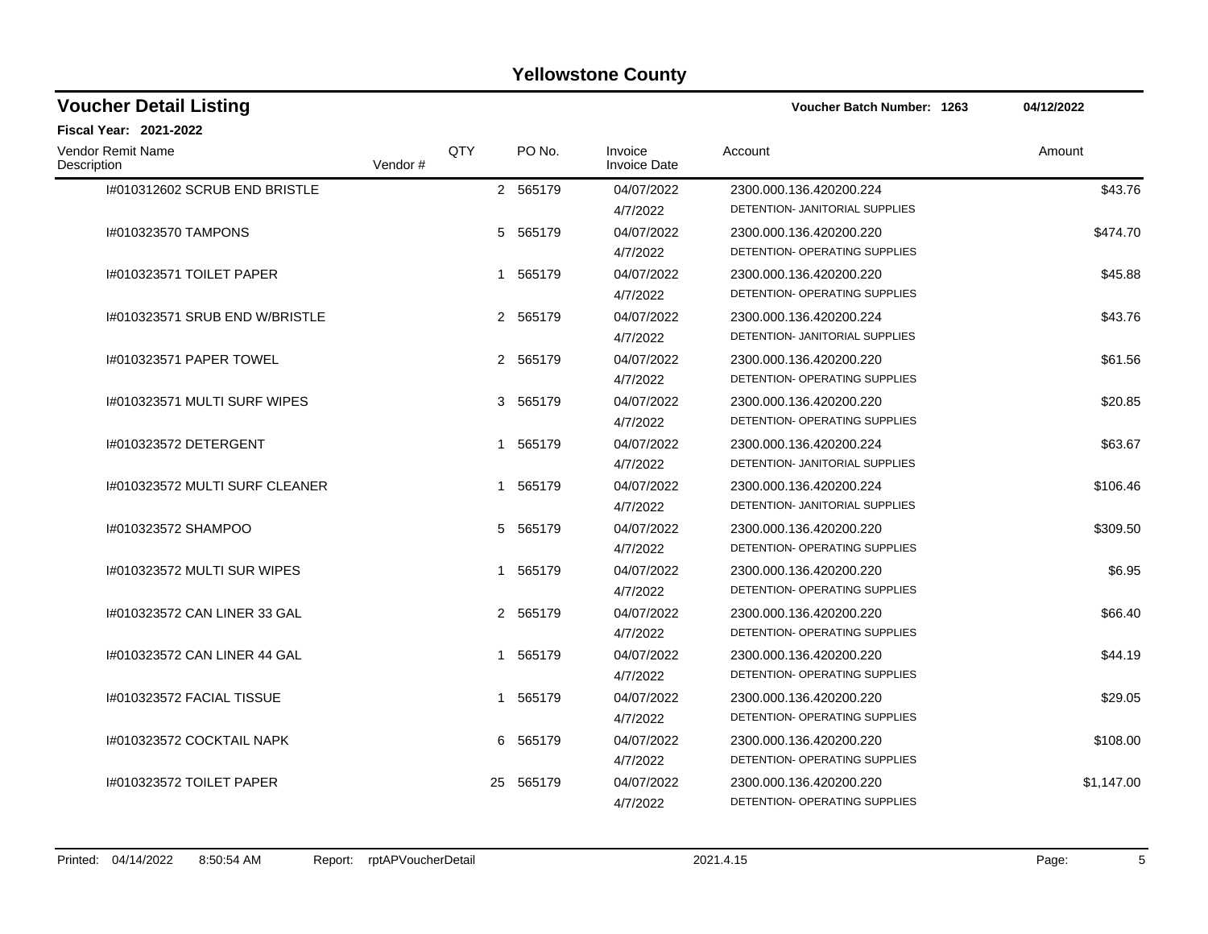# Yellowstone County

## Voucher Detail Listing

**Voucher Batch Number: 1263** **04/12/2022**

**Fiscal Year: 2021-2022**

| Vendor Remit Name / Description | Vendor # | QTY | PO No. | Invoice / Invoice Date | Account | Amount |
|---|---|---|---|---|---|---|
| I#010312602 SCRUB END BRISTLE | | 2 | 565179 | 04/07/2022<br>4/7/2022 | 2300.000.136.420200.224<br>DETENTION- JANITORIAL SUPPLIES | $43.76 |
| I#010323570 TAMPONS | | 5 | 565179 | 04/07/2022<br>4/7/2022 | 2300.000.136.420200.220<br>DETENTION- OPERATING SUPPLIES | $474.70 |
| I#010323571 TOILET PAPER | | 1 | 565179 | 04/07/2022<br>4/7/2022 | 2300.000.136.420200.220<br>DETENTION- OPERATING SUPPLIES | $45.88 |
| I#010323571 SRUB END W/BRISTLE | | 2 | 565179 | 04/07/2022<br>4/7/2022 | 2300.000.136.420200.224<br>DETENTION- JANITORIAL SUPPLIES | $43.76 |
| I#010323571 PAPER TOWEL | | 2 | 565179 | 04/07/2022<br>4/7/2022 | 2300.000.136.420200.220<br>DETENTION- OPERATING SUPPLIES | $61.56 |
| I#010323571 MULTI SURF WIPES | | 3 | 565179 | 04/07/2022<br>4/7/2022 | 2300.000.136.420200.220<br>DETENTION- OPERATING SUPPLIES | $20.85 |
| I#010323572 DETERGENT | | 1 | 565179 | 04/07/2022<br>4/7/2022 | 2300.000.136.420200.224<br>DETENTION- JANITORIAL SUPPLIES | $63.67 |
| I#010323572 MULTI SURF CLEANER | | 1 | 565179 | 04/07/2022<br>4/7/2022 | 2300.000.136.420200.224<br>DETENTION- JANITORIAL SUPPLIES | $106.46 |
| I#010323572 SHAMPOO | | 5 | 565179 | 04/07/2022<br>4/7/2022 | 2300.000.136.420200.220<br>DETENTION- OPERATING SUPPLIES | $309.50 |
| I#010323572 MULTI SUR WIPES | | 1 | 565179 | 04/07/2022<br>4/7/2022 | 2300.000.136.420200.220<br>DETENTION- OPERATING SUPPLIES | $6.95 |
| I#010323572 CAN LINER 33 GAL | | 2 | 565179 | 04/07/2022<br>4/7/2022 | 2300.000.136.420200.220<br>DETENTION- OPERATING SUPPLIES | $66.40 |
| I#010323572 CAN LINER 44 GAL | | 1 | 565179 | 04/07/2022<br>4/7/2022 | 2300.000.136.420200.220<br>DETENTION- OPERATING SUPPLIES | $44.19 |
| I#010323572 FACIAL TISSUE | | 1 | 565179 | 04/07/2022<br>4/7/2022 | 2300.000.136.420200.220<br>DETENTION- OPERATING SUPPLIES | $29.05 |
| I#010323572 COCKTAIL NAPK | | 6 | 565179 | 04/07/2022<br>4/7/2022 | 2300.000.136.420200.220<br>DETENTION- OPERATING SUPPLIES | $108.00 |
| I#010323572 TOILET PAPER | | 25 | 565179 | 04/07/2022<br>4/7/2022 | 2300.000.136.420200.220<br>DETENTION- OPERATING SUPPLIES | $1,147.00 |

Printed: 04/14/2022 8:50:54 AM Report: rptAPVoucherDetail 2021.4.15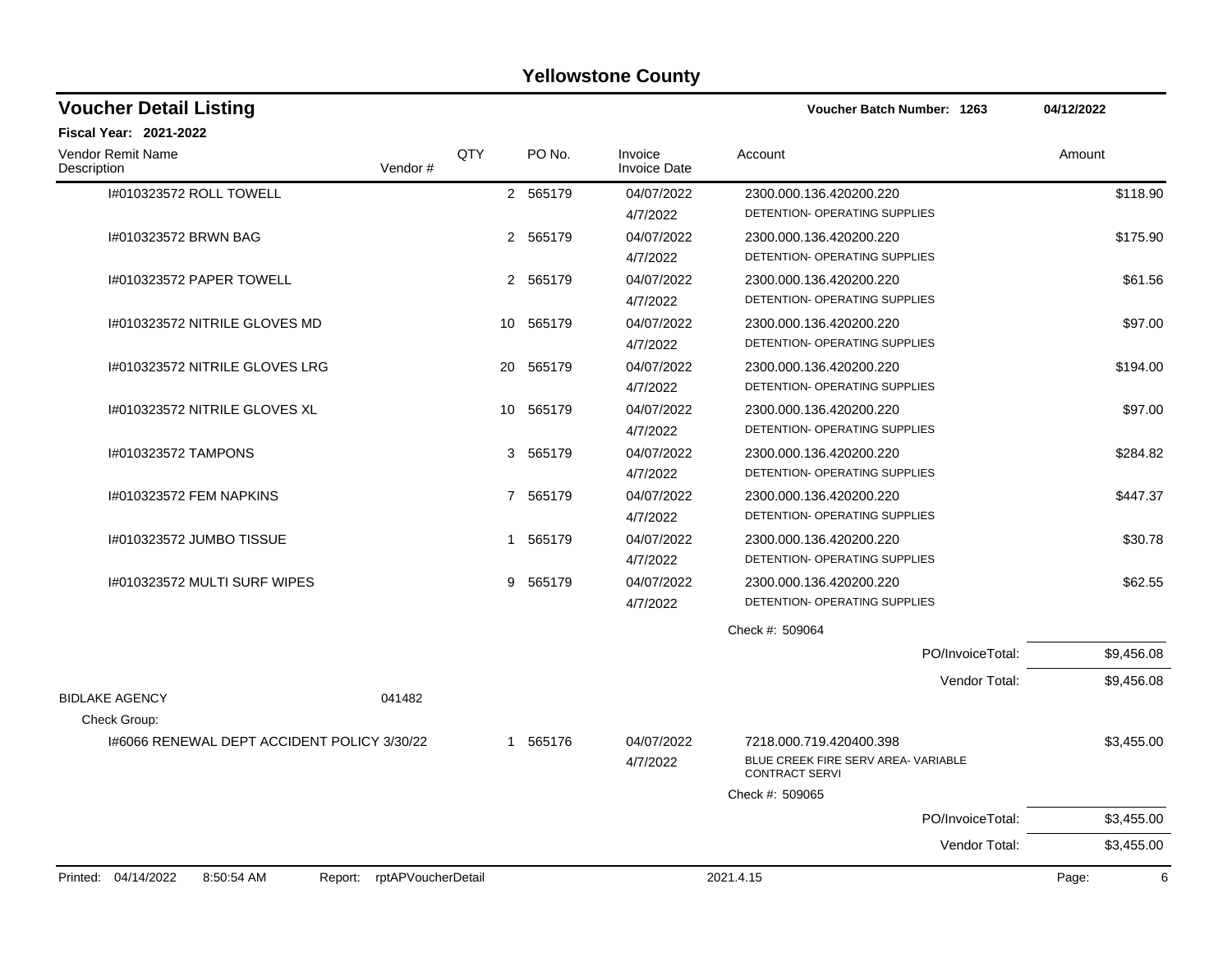# Yellowstone County

## Voucher Detail Listing

**Voucher Batch Number: 1263** | **04/12/2022**

**Fiscal Year: 2021-2022**

| Vendor Remit Name / Description | Vendor # | QTY | PO No. | Invoice / Invoice Date | Account | Amount |
|---|---|---|---|---|---|---|
| I#010323572 ROLL TOWELL | | 2 | 565179 | 04/07/2022 4/7/2022 | 2300.000.136.420200.220 DETENTION- OPERATING SUPPLIES | $118.90 |
| I#010323572 BRWN BAG | | 2 | 565179 | 04/07/2022 4/7/2022 | 2300.000.136.420200.220 DETENTION- OPERATING SUPPLIES | $175.90 |
| I#010323572 PAPER TOWELL | | 2 | 565179 | 04/07/2022 4/7/2022 | 2300.000.136.420200.220 DETENTION- OPERATING SUPPLIES | $61.56 |
| I#010323572 NITRILE GLOVES MD | | 10 | 565179 | 04/07/2022 4/7/2022 | 2300.000.136.420200.220 DETENTION- OPERATING SUPPLIES | $97.00 |
| I#010323572 NITRILE GLOVES LRG | | 20 | 565179 | 04/07/2022 4/7/2022 | 2300.000.136.420200.220 DETENTION- OPERATING SUPPLIES | $194.00 |
| I#010323572 NITRILE GLOVES XL | | 10 | 565179 | 04/07/2022 4/7/2022 | 2300.000.136.420200.220 DETENTION- OPERATING SUPPLIES | $97.00 |
| I#010323572 TAMPONS | | 3 | 565179 | 04/07/2022 4/7/2022 | 2300.000.136.420200.220 DETENTION- OPERATING SUPPLIES | $284.82 |
| I#010323572 FEM NAPKINS | | 7 | 565179 | 04/07/2022 4/7/2022 | 2300.000.136.420200.220 DETENTION- OPERATING SUPPLIES | $447.37 |
| I#010323572 JUMBO TISSUE | | 1 | 565179 | 04/07/2022 4/7/2022 | 2300.000.136.420200.220 DETENTION- OPERATING SUPPLIES | $30.78 |
| I#010323572 MULTI SURF WIPES | | 9 | 565179 | 04/07/2022 4/7/2022 | 2300.000.136.420200.220 DETENTION- OPERATING SUPPLIES | $62.55 |
| | | | | | Check #: 509064 | |
| | | | | | PO/InvoiceTotal: | $9,456.08 |
| | | | | | Vendor Total: | $9,456.08 |
| BIDLAKE AGENCY | 041482 | | | | | |
| Check Group: | | | | | | |
| I#6066 RENEWAL DEPT ACCIDENT POLICY 3/30/22 | | 1 | 565176 | 04/07/2022 4/7/2022 | 7218.000.719.420400.398 BLUE CREEK FIRE SERV AREA- VARIABLE CONTRACT SERVI | $3,455.00 |
| | | | | | Check #: 509065 | |
| | | | | | PO/InvoiceTotal: | $3,455.00 |
| | | | | | Vendor Total: | $3,455.00 |

Printed: 04/14/2022 8:50:54 AM Report: rptAPVoucherDetail 2021.4.15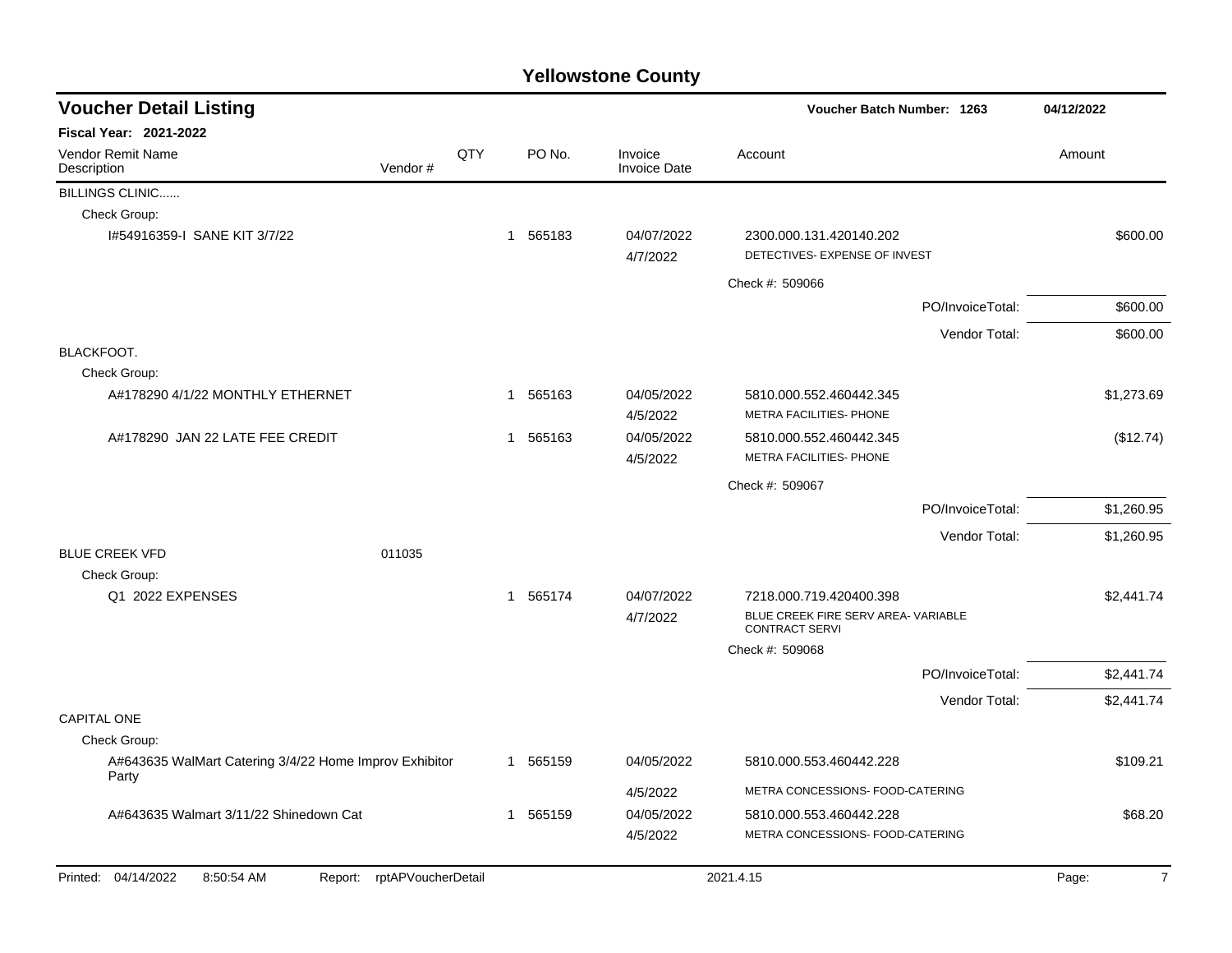# Yellowstone County

## Voucher Detail Listing

**Voucher Batch Number: 1263** | **04/12/2022**

**Fiscal Year: 2021-2022**

| Vendor Remit Name / Description | Vendor # | QTY | PO No. | Invoice / Invoice Date | Account | Amount |
|---|---|---|---|---|---|---|
| BILLINGS CLINIC...... | | | | | | |
| Check Group: | | | | | | |
| I#54916359-I SANE KIT 3/7/22 | | 1 | 565183 | 04/07/2022<br>4/7/2022 | 2300.000.131.420140.202<br>DETECTIVES- EXPENSE OF INVEST | $600.00 |
| | | | | | Check #: 509066 | |
| | | | | | PO/InvoiceTotal: | $600.00 |
| | | | | | Vendor Total: | $600.00 |
| BLACKFOOT. | | | | | | |
| Check Group: | | | | | | |
| A#178290 4/1/22 MONTHLY ETHERNET | | 1 | 565163 | 04/05/2022<br>4/5/2022 | 5810.000.552.460442.345<br>METRA FACILITIES- PHONE | $1,273.69 |
| A#178290 JAN 22 LATE FEE CREDIT | | 1 | 565163 | 04/05/2022<br>4/5/2022 | 5810.000.552.460442.345<br>METRA FACILITIES- PHONE | ($12.74) |
| | | | | | Check #: 509067 | |
| | | | | | PO/InvoiceTotal: | $1,260.95 |
| | | | | | Vendor Total: | $1,260.95 |
| BLUE CREEK VFD | 011035 | | | | | |
| Check Group: | | | | | | |
| Q1 2022 EXPENSES | | 1 | 565174 | 04/07/2022<br>4/7/2022 | 7218.000.719.420400.398<br>BLUE CREEK FIRE SERV AREA- VARIABLE CONTRACT SERVI | $2,441.74 |
| | | | | | Check #: 509068 | |
| | | | | | PO/InvoiceTotal: | $2,441.74 |
| | | | | | Vendor Total: | $2,441.74 |
| CAPITAL ONE | | | | | | |
| Check Group: | | | | | | |
| A#643635 WalMart Catering 3/4/22 Home Improv Exhibitor Party | | 1 | 565159 | 04/05/2022<br>4/5/2022 | 5810.000.553.460442.228<br>METRA CONCESSIONS- FOOD-CATERING | $109.21 |
| A#643635 Walmart 3/11/22 Shinedown Cat | | 1 | 565159 | 04/05/2022<br>4/5/2022 | 5810.000.553.460442.228<br>METRA CONCESSIONS- FOOD-CATERING | $68.20 |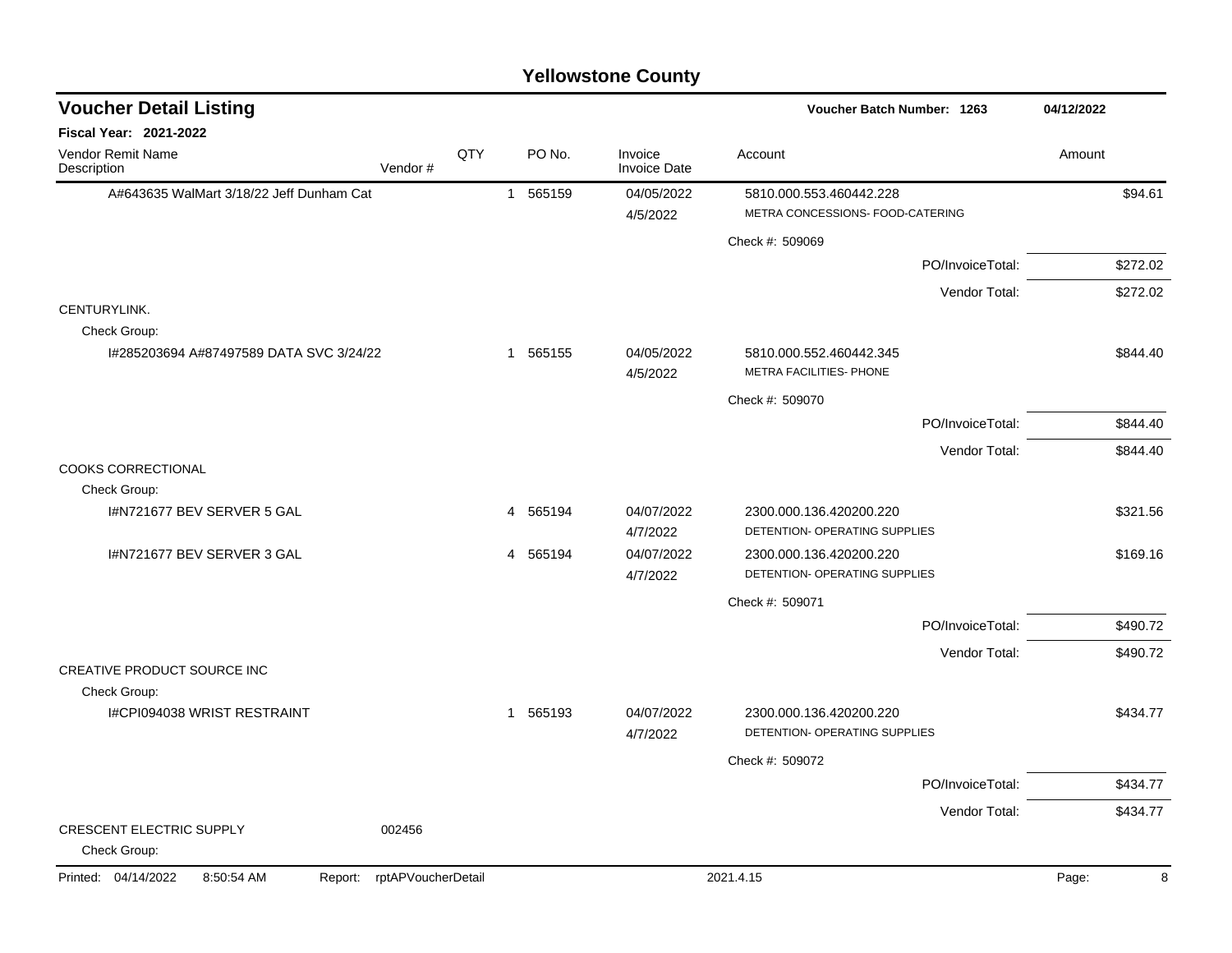# Yellowstone County

## Voucher Detail Listing

**Voucher Batch Number: 1263** — 04/12/2022

**Fiscal Year: 2021-2022**

| Vendor Remit Name / Description | Vendor # | QTY | PO No. | Invoice / Invoice Date | Account | Amount |
|---|---|---|---|---|---|---|
| A#643635 WalMart 3/18/22 Jeff Dunham Cat | | 1 | 565159 | 04/05/2022 4/5/2022 | 5810.000.553.460442.228 METRA CONCESSIONS- FOOD-CATERING | $94.61 |
| | | | | | Check #: 509069 | |
| | | | | | PO/InvoiceTotal: | $272.02 |
| | | | | | Vendor Total: | $272.02 |
| CENTURYLINK. | | | | | | |
| Check Group: | | | | | | |
| I#285203694 A#87497589 DATA SVC 3/24/22 | | 1 | 565155 | 04/05/2022 4/5/2022 | 5810.000.552.460442.345 METRA FACILITIES- PHONE | $844.40 |
| | | | | | Check #: 509070 | |
| | | | | | PO/InvoiceTotal: | $844.40 |
| | | | | | Vendor Total: | $844.40 |
| COOKS CORRECTIONAL | | | | | | |
| Check Group: | | | | | | |
| I#N721677 BEV SERVER 5 GAL | | 4 | 565194 | 04/07/2022 4/7/2022 | 2300.000.136.420200.220 DETENTION- OPERATING SUPPLIES | $321.56 |
| I#N721677 BEV SERVER 3 GAL | | 4 | 565194 | 04/07/2022 4/7/2022 | 2300.000.136.420200.220 DETENTION- OPERATING SUPPLIES | $169.16 |
| | | | | | Check #: 509071 | |
| | | | | | PO/InvoiceTotal: | $490.72 |
| | | | | | Vendor Total: | $490.72 |
| CREATIVE PRODUCT SOURCE INC | | | | | | |
| Check Group: | | | | | | |
| I#CPI094038 WRIST RESTRAINT | | 1 | 565193 | 04/07/2022 4/7/2022 | 2300.000.136.420200.220 DETENTION- OPERATING SUPPLIES | $434.77 |
| | | | | | Check #: 509072 | |
| | | | | | PO/InvoiceTotal: | $434.77 |
| | | | | | Vendor Total: | $434.77 |
| CRESCENT ELECTRIC SUPPLY | 002456 | | | | | |
| Check Group: | | | | | | |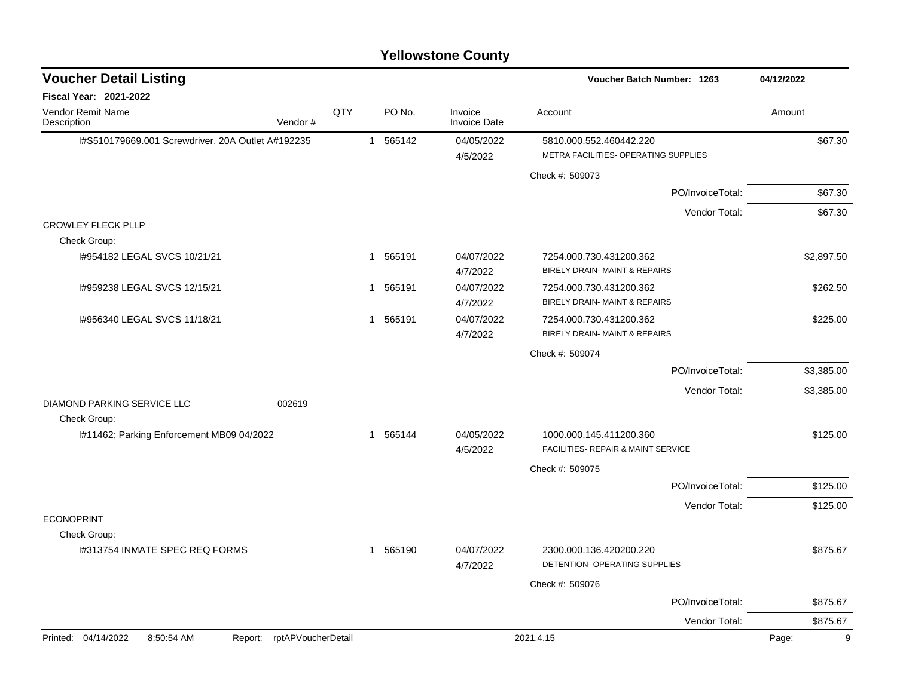## Yellowstone County

### Voucher Detail Listing

**Voucher Batch Number: 1263** — 04/12/2022

**Fiscal Year: 2021-2022**

| Vendor Remit Name / Description | Vendor # | QTY | PO No. | Invoice / Invoice Date | Account | Amount |
|---|---|---|---|---|---|---|
| I#S510179669.001 Screwdriver, 20A Outlet A#192235 | | 1 | 565142 | 04/05/2022<br>4/5/2022 | 5810.000.552.460442.220<br>METRA FACILITIES- OPERATING SUPPLIES | $67.30 |
| | | | | | Check #: 509073 | |
| | | | | | PO/InvoiceTotal: | $67.30 |
| | | | | | Vendor Total: | $67.30 |
| CROWLEY FLECK PLLP | | | | | | |
| Check Group: | | | | | | |
| I#954182 LEGAL SVCS 10/21/21 | | 1 | 565191 | 04/07/2022<br>4/7/2022 | 7254.000.730.431200.362<br>BIRELY DRAIN- MAINT & REPAIRS | $2,897.50 |
| I#959238 LEGAL SVCS 12/15/21 | | 1 | 565191 | 04/07/2022<br>4/7/2022 | 7254.000.730.431200.362<br>BIRELY DRAIN- MAINT & REPAIRS | $262.50 |
| I#956340 LEGAL SVCS 11/18/21 | | 1 | 565191 | 04/07/2022<br>4/7/2022 | 7254.000.730.431200.362<br>BIRELY DRAIN- MAINT & REPAIRS | $225.00 |
| | | | | | Check #: 509074 | |
| | | | | | PO/InvoiceTotal: | $3,385.00 |
| | | | | | Vendor Total: | $3,385.00 |
| DIAMOND PARKING SERVICE LLC | 002619 | | | | | |
| Check Group: | | | | | | |
| I#11462; Parking Enforcement MB09 04/2022 | | 1 | 565144 | 04/05/2022<br>4/5/2022 | 1000.000.145.411200.360<br>FACILITIES- REPAIR & MAINT SERVICE | $125.00 |
| | | | | | Check #: 509075 | |
| | | | | | PO/InvoiceTotal: | $125.00 |
| | | | | | Vendor Total: | $125.00 |
| ECONOPRINT | | | | | | |
| Check Group: | | | | | | |
| I#313754 INMATE SPEC REQ FORMS | | 1 | 565190 | 04/07/2022<br>4/7/2022 | 2300.000.136.420200.220<br>DETENTION- OPERATING SUPPLIES | $875.67 |
| | | | | | Check #: 509076 | |
| | | | | | PO/InvoiceTotal: | $875.67 |
| | | | | | Vendor Total: | $875.67 |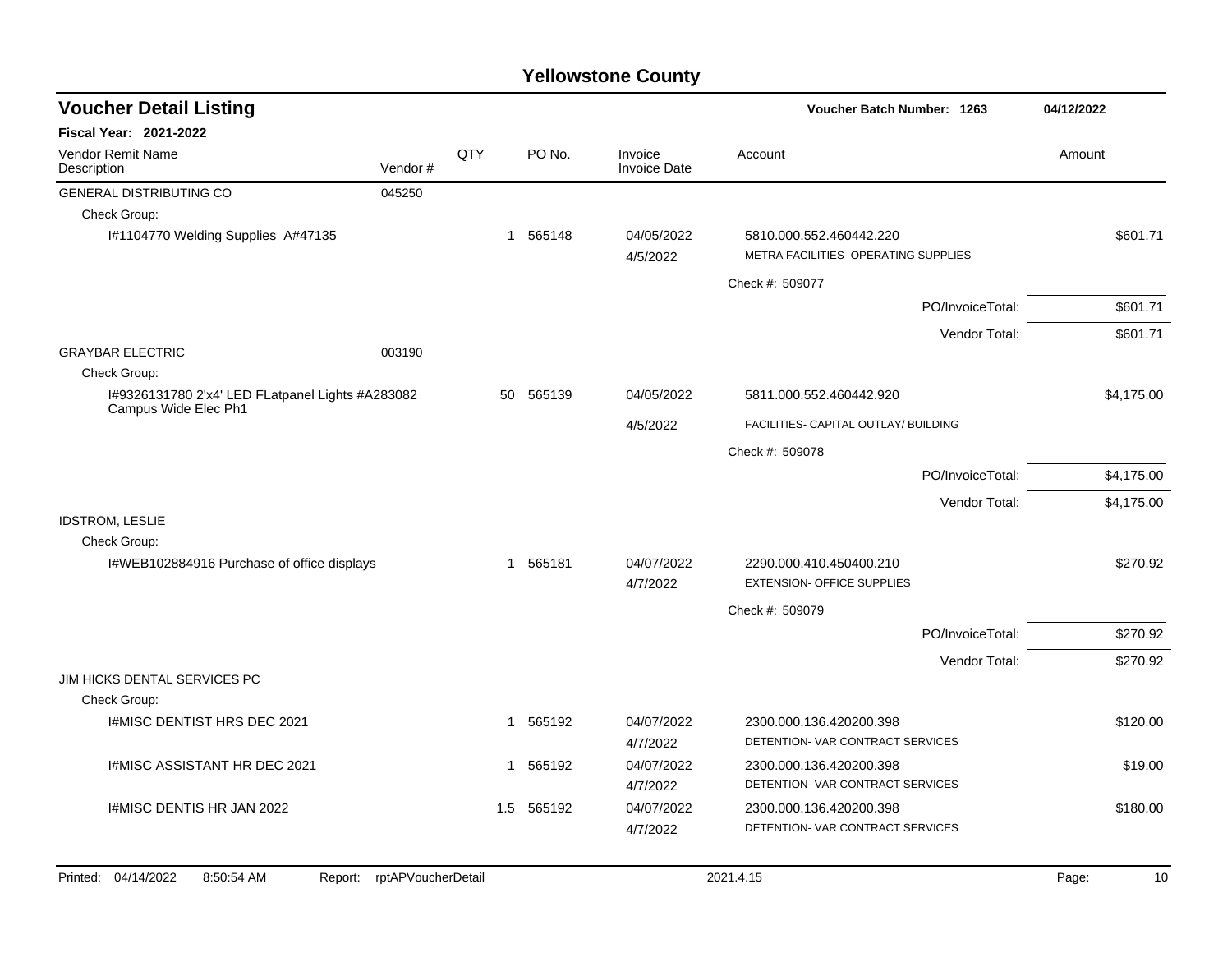# Yellowstone County

## Voucher Detail Listing

**Voucher Batch Number: 1263** — 04/12/2022

**Fiscal Year: 2021-2022**

| Vendor Remit Name / Description | Vendor # | QTY | PO No. | Invoice / Invoice Date | Account | Amount |
|---|---|---|---|---|---|---|
| GENERAL DISTRIBUTING CO | 045250 | | | | | |
| Check Group: | | | | | | |
| I#1104770 Welding Supplies A#47135 | | 1 | 565148 | 04/05/2022<br>4/5/2022 | 5810.000.552.460442.220<br>METRA FACILITIES- OPERATING SUPPLIES | $601.71 |
| | | | | | Check #: 509077 | |
| | | | | | PO/InvoiceTotal: | $601.71 |
| | | | | | Vendor Total: | $601.71 |
| GRAYBAR ELECTRIC | 003190 | | | | | |
| Check Group: | | | | | | |
| I#9326131780 2'x4' LED FLatpanel Lights #A283082 Campus Wide Elec Ph1 | | 50 | 565139 | 04/05/2022<br>4/5/2022 | 5811.000.552.460442.920<br>FACILITIES- CAPITAL OUTLAY/ BUILDING | $4,175.00 |
| | | | | | Check #: 509078 | |
| | | | | | PO/InvoiceTotal: | $4,175.00 |
| | | | | | Vendor Total: | $4,175.00 |
| IDSTROM, LESLIE | | | | | | |
| Check Group: | | | | | | |
| I#WEB102884916 Purchase of office displays | | 1 | 565181 | 04/07/2022<br>4/7/2022 | 2290.000.410.450400.210<br>EXTENSION- OFFICE SUPPLIES | $270.92 |
| | | | | | Check #: 509079 | |
| | | | | | PO/InvoiceTotal: | $270.92 |
| | | | | | Vendor Total: | $270.92 |
| JIM HICKS DENTAL SERVICES PC | | | | | | |
| Check Group: | | | | | | |
| I#MISC DENTIST HRS DEC 2021 | | 1 | 565192 | 04/07/2022<br>4/7/2022 | 2300.000.136.420200.398<br>DETENTION- VAR CONTRACT SERVICES | $120.00 |
| I#MISC ASSISTANT HR DEC 2021 | | 1 | 565192 | 04/07/2022<br>4/7/2022 | 2300.000.136.420200.398<br>DETENTION- VAR CONTRACT SERVICES | $19.00 |
| I#MISC DENTIS HR JAN 2022 | | 1.5 | 565192 | 04/07/2022<br>4/7/2022 | 2300.000.136.420200.398<br>DETENTION- VAR CONTRACT SERVICES | $180.00 |

Printed: 04/14/2022 8:50:54 AM Report: rptAPVoucherDetail 2021.4.15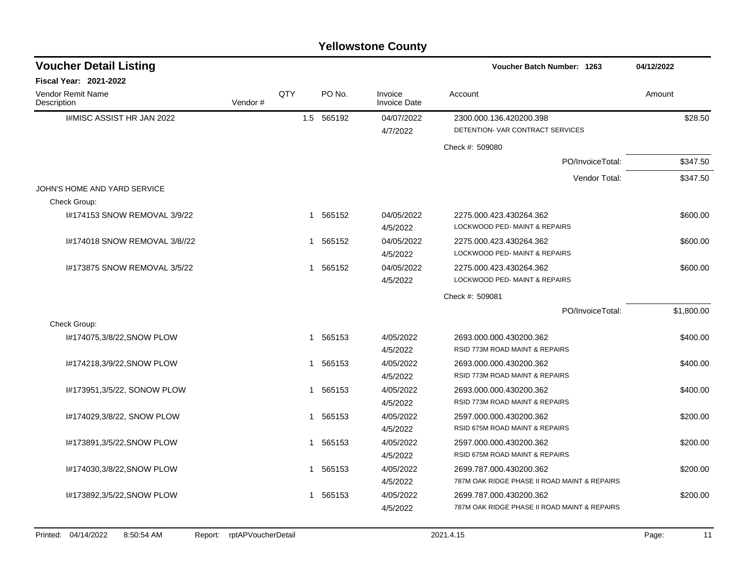# Yellowstone County

## Voucher Detail Listing

**Voucher Batch Number: 1263** | **04/12/2022**

**Fiscal Year: 2021-2022**

| Vendor Remit Name / Description | Vendor # | QTY | PO No. | Invoice / Invoice Date | Account | Amount |
|---|---|---|---|---|---|---|
| I#MISC ASSIST HR JAN 2022 | | 1.5 | 565192 | 04/07/2022<br>4/7/2022 | 2300.000.136.420200.398<br>DETENTION- VAR CONTRACT SERVICES | $28.50 |
| | | | | | Check #: 509080 | |
| | | | | | PO/InvoiceTotal: | $347.50 |
| | | | | | Vendor Total: | $347.50 |
| JOHN'S HOME AND YARD SERVICE | | | | | | |
| Check Group: | | | | | | |
| I#174153 SNOW REMOVAL 3/9/22 | | 1 | 565152 | 04/05/2022<br>4/5/2022 | 2275.000.423.430264.362<br>LOCKWOOD PED- MAINT & REPAIRS | $600.00 |
| I#174018 SNOW REMOVAL 3/8//22 | | 1 | 565152 | 04/05/2022<br>4/5/2022 | 2275.000.423.430264.362<br>LOCKWOOD PED- MAINT & REPAIRS | $600.00 |
| I#173875 SNOW REMOVAL 3/5/22 | | 1 | 565152 | 04/05/2022<br>4/5/2022 | 2275.000.423.430264.362<br>LOCKWOOD PED- MAINT & REPAIRS | $600.00 |
| | | | | | Check #: 509081 | |
| | | | | | PO/InvoiceTotal: | $1,800.00 |
| Check Group: | | | | | | |
| I#174075,3/8/22,SNOW PLOW | | 1 | 565153 | 4/05/2022<br>4/5/2022 | 2693.000.000.430200.362<br>RSID 773M ROAD MAINT & REPAIRS | $400.00 |
| I#174218,3/9/22,SNOW PLOW | | 1 | 565153 | 4/05/2022<br>4/5/2022 | 2693.000.000.430200.362<br>RSID 773M ROAD MAINT & REPAIRS | $400.00 |
| I#173951,3/5/22, SONOW PLOW | | 1 | 565153 | 4/05/2022<br>4/5/2022 | 2693.000.000.430200.362<br>RSID 773M ROAD MAINT & REPAIRS | $400.00 |
| I#174029,3/8/22, SNOW PLOW | | 1 | 565153 | 4/05/2022<br>4/5/2022 | 2597.000.000.430200.362<br>RSID 675M ROAD MAINT & REPAIRS | $200.00 |
| I#173891,3/5/22,SNOW PLOW | | 1 | 565153 | 4/05/2022<br>4/5/2022 | 2597.000.000.430200.362<br>RSID 675M ROAD MAINT & REPAIRS | $200.00 |
| I#174030,3/8/22,SNOW PLOW | | 1 | 565153 | 4/05/2022<br>4/5/2022 | 2699.787.000.430200.362<br>787M OAK RIDGE PHASE II ROAD MAINT & REPAIRS | $200.00 |
| I#173892,3/5/22,SNOW PLOW | | 1 | 565153 | 4/05/2022<br>4/5/2022 | 2699.787.000.430200.362<br>787M OAK RIDGE PHASE II ROAD MAINT & REPAIRS | $200.00 |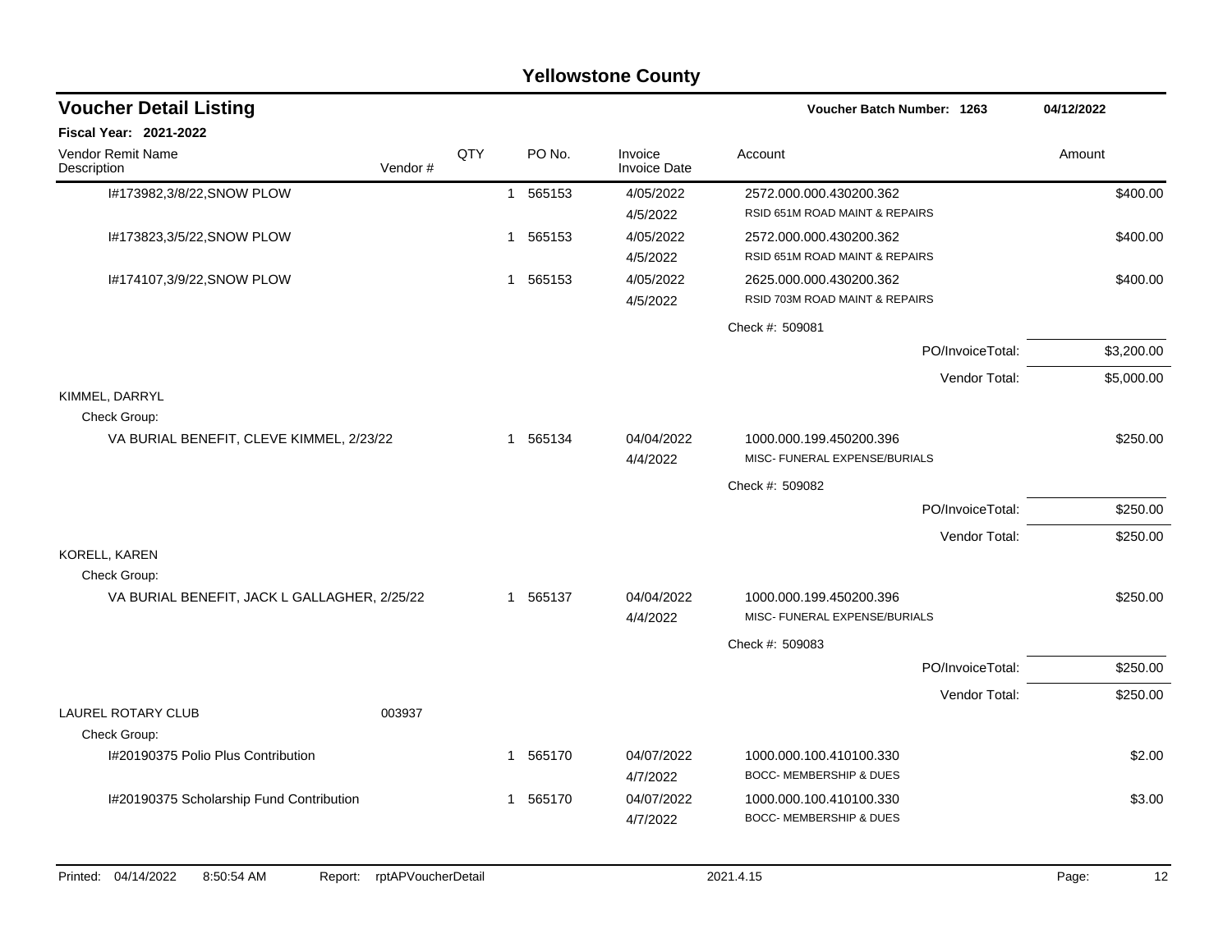# Yellowstone County

## Voucher Detail Listing

**Voucher Batch Number: 1263** — 04/12/2022

**Fiscal Year: 2021-2022**

| Vendor Remit Name / Description | Vendor # | QTY | PO No. | Invoice / Invoice Date | Account | Amount |
|---|---|---|---|---|---|---|
| I#173982,3/8/22,SNOW PLOW | | 1 | 565153 | 4/05/2022<br>4/5/2022 | 2572.000.000.430200.362<br>RSID 651M ROAD MAINT & REPAIRS | $400.00 |
| I#173823,3/5/22,SNOW PLOW | | 1 | 565153 | 4/05/2022<br>4/5/2022 | 2572.000.000.430200.362<br>RSID 651M ROAD MAINT & REPAIRS | $400.00 |
| I#174107,3/9/22,SNOW PLOW | | 1 | 565153 | 4/05/2022<br>4/5/2022 | 2625.000.000.430200.362<br>RSID 703M ROAD MAINT & REPAIRS | $400.00 |
| | | | | | Check #: 509081 | |
| | | | | | PO/InvoiceTotal: | $3,200.00 |
| | | | | | Vendor Total: | $5,000.00 |
| KIMMEL, DARRYL | | | | | | |
| Check Group: | | | | | | |
| VA BURIAL BENEFIT, CLEVE KIMMEL, 2/23/22 | | 1 | 565134 | 04/04/2022<br>4/4/2022 | 1000.000.199.450200.396<br>MISC- FUNERAL EXPENSE/BURIALS | $250.00 |
| | | | | | Check #: 509082 | |
| | | | | | PO/InvoiceTotal: | $250.00 |
| | | | | | Vendor Total: | $250.00 |
| KORELL, KAREN | | | | | | |
| Check Group: | | | | | | |
| VA BURIAL BENEFIT, JACK L GALLAGHER, 2/25/22 | | 1 | 565137 | 04/04/2022<br>4/4/2022 | 1000.000.199.450200.396<br>MISC- FUNERAL EXPENSE/BURIALS | $250.00 |
| | | | | | Check #: 509083 | |
| | | | | | PO/InvoiceTotal: | $250.00 |
| | | | | | Vendor Total: | $250.00 |
| LAUREL ROTARY CLUB | 003937 | | | | | |
| Check Group: | | | | | | |
| I#20190375 Polio Plus Contribution | | 1 | 565170 | 04/07/2022<br>4/7/2022 | 1000.000.100.410100.330<br>BOCC- MEMBERSHIP & DUES | $2.00 |
| I#20190375 Scholarship Fund Contribution | | 1 | 565170 | 04/07/2022<br>4/7/2022 | 1000.000.100.410100.330<br>BOCC- MEMBERSHIP & DUES | $3.00 |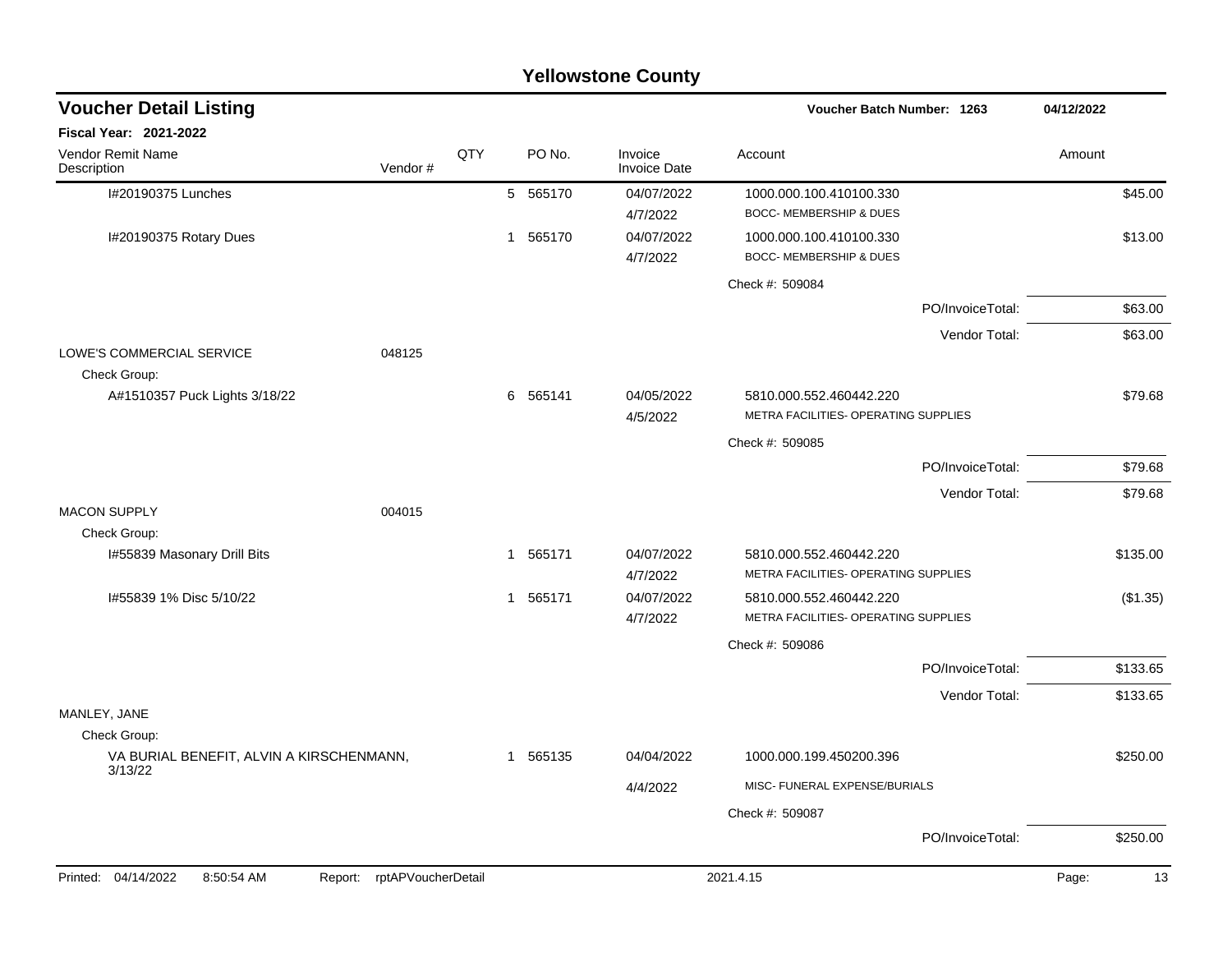# Yellowstone County

## Voucher Detail Listing

**Voucher Batch Number: 1263** 04/12/2022

**Fiscal Year: 2021-2022**

| Vendor Remit Name / Description | Vendor # | QTY | PO No. | Invoice / Invoice Date | Account | Amount |
|---|---|---|---|---|---|---|
| I#20190375 Lunches | | 5 | 565170 | 04/07/2022<br>4/7/2022 | 1000.000.100.410100.330<br>BOCC- MEMBERSHIP & DUES | $45.00 |
| I#20190375 Rotary Dues | | 1 | 565170 | 04/07/2022<br>4/7/2022 | 1000.000.100.410100.330<br>BOCC- MEMBERSHIP & DUES | $13.00 |
| | | | | | Check #: 509084 | |
| | | | | | PO/InvoiceTotal: | $63.00 |
| | | | | | Vendor Total: | $63.00 |
| LOWE'S COMMERCIAL SERVICE | 048125 | | | | | |
| Check Group: | | | | | | |
| A#1510357 Puck Lights 3/18/22 | | 6 | 565141 | 04/05/2022<br>4/5/2022 | 5810.000.552.460442.220<br>METRA FACILITIES- OPERATING SUPPLIES | $79.68 |
| | | | | | Check #: 509085 | |
| | | | | | PO/InvoiceTotal: | $79.68 |
| | | | | | Vendor Total: | $79.68 |
| MACON SUPPLY | 004015 | | | | | |
| Check Group: | | | | | | |
| I#55839 Masonary Drill Bits | | 1 | 565171 | 04/07/2022<br>4/7/2022 | 5810.000.552.460442.220<br>METRA FACILITIES- OPERATING SUPPLIES | $135.00 |
| I#55839 1% Disc 5/10/22 | | 1 | 565171 | 04/07/2022<br>4/7/2022 | 5810.000.552.460442.220<br>METRA FACILITIES- OPERATING SUPPLIES | ($1.35) |
| | | | | | Check #: 509086 | |
| | | | | | PO/InvoiceTotal: | $133.65 |
| | | | | | Vendor Total: | $133.65 |
| MANLEY, JANE | | | | | | |
| Check Group: | | | | | | |
| VA BURIAL BENEFIT, ALVIN A KIRSCHENMANN, 3/13/22 | | 1 | 565135 | 04/04/2022<br>4/4/2022 | 1000.000.199.450200.396<br>MISC- FUNERAL EXPENSE/BURIALS | $250.00 |
| | | | | | Check #: 509087 | |
| | | | | | PO/InvoiceTotal: | $250.00 |

Printed: 04/14/2022 8:50:54 AM Report: rptAPVoucherDetail 2021.4.15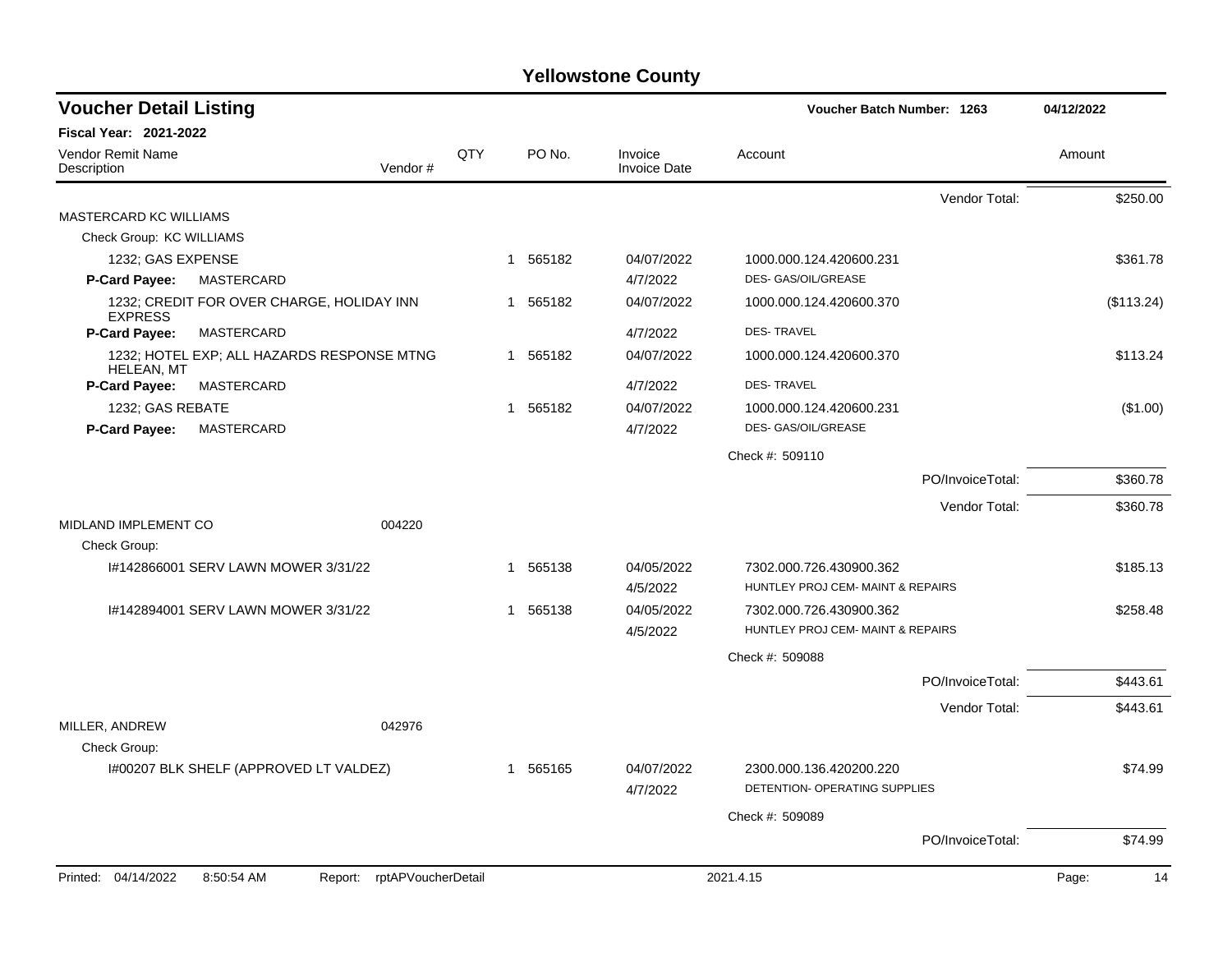# Yellowstone County

## Voucher Detail Listing

Voucher Batch Number: 1263 — 04/12/2022

**Fiscal Year: 2021-2022**

| Vendor Remit Name / Description | Vendor # | QTY | PO No. | Invoice / Invoice Date | Account | Amount |
|---|---|---|---|---|---|---|
| | | | | | Vendor Total: | $250.00 |
| MASTERCARD KC WILLIAMS | | | | | | |
| Check Group: KC WILLIAMS | | | | | | |
| 1232; GAS EXPENSE | | 1 | 565182 | 04/07/2022 | 1000.000.124.420600.231 | $361.78 |
| **P-Card Payee:** MASTERCARD | | | | 4/7/2022 | DES- GAS/OIL/GREASE | |
| 1232; CREDIT FOR OVER CHARGE, HOLIDAY INN EXPRESS | | 1 | 565182 | 04/07/2022 | 1000.000.124.420600.370 | ($113.24) |
| **P-Card Payee:** MASTERCARD | | | | 4/7/2022 | DES- TRAVEL | |
| 1232; HOTEL EXP; ALL HAZARDS RESPONSE MTNG HELEAN, MT | | 1 | 565182 | 04/07/2022 | 1000.000.124.420600.370 | $113.24 |
| **P-Card Payee:** MASTERCARD | | | | 4/7/2022 | DES- TRAVEL | |
| 1232; GAS REBATE | | 1 | 565182 | 04/07/2022 | 1000.000.124.420600.231 | ($1.00) |
| **P-Card Payee:** MASTERCARD | | | | 4/7/2022 | DES- GAS/OIL/GREASE | |
| | | | | | Check #: 509110 | |
| | | | | | PO/InvoiceTotal: | $360.78 |
| | | | | | Vendor Total: | $360.78 |
| MIDLAND IMPLEMENT CO | 004220 | | | | | |
| Check Group: | | | | | | |
| I#142866001 SERV LAWN MOWER 3/31/22 | | 1 | 565138 | 04/05/2022 | 7302.000.726.430900.362 | $185.13 |
| | | | | 4/5/2022 | HUNTLEY PROJ CEM- MAINT & REPAIRS | |
| I#142894001 SERV LAWN MOWER 3/31/22 | | 1 | 565138 | 04/05/2022 | 7302.000.726.430900.362 | $258.48 |
| | | | | 4/5/2022 | HUNTLEY PROJ CEM- MAINT & REPAIRS | |
| | | | | | Check #: 509088 | |
| | | | | | PO/InvoiceTotal: | $443.61 |
| | | | | | Vendor Total: | $443.61 |
| MILLER, ANDREW | 042976 | | | | | |
| Check Group: | | | | | | |
| I#00207 BLK SHELF (APPROVED LT VALDEZ) | | 1 | 565165 | 04/07/2022 | 2300.000.136.420200.220 | $74.99 |
| | | | | 4/7/2022 | DETENTION- OPERATING SUPPLIES | |
| | | | | | Check #: 509089 | |
| | | | | | PO/InvoiceTotal: | $74.99 |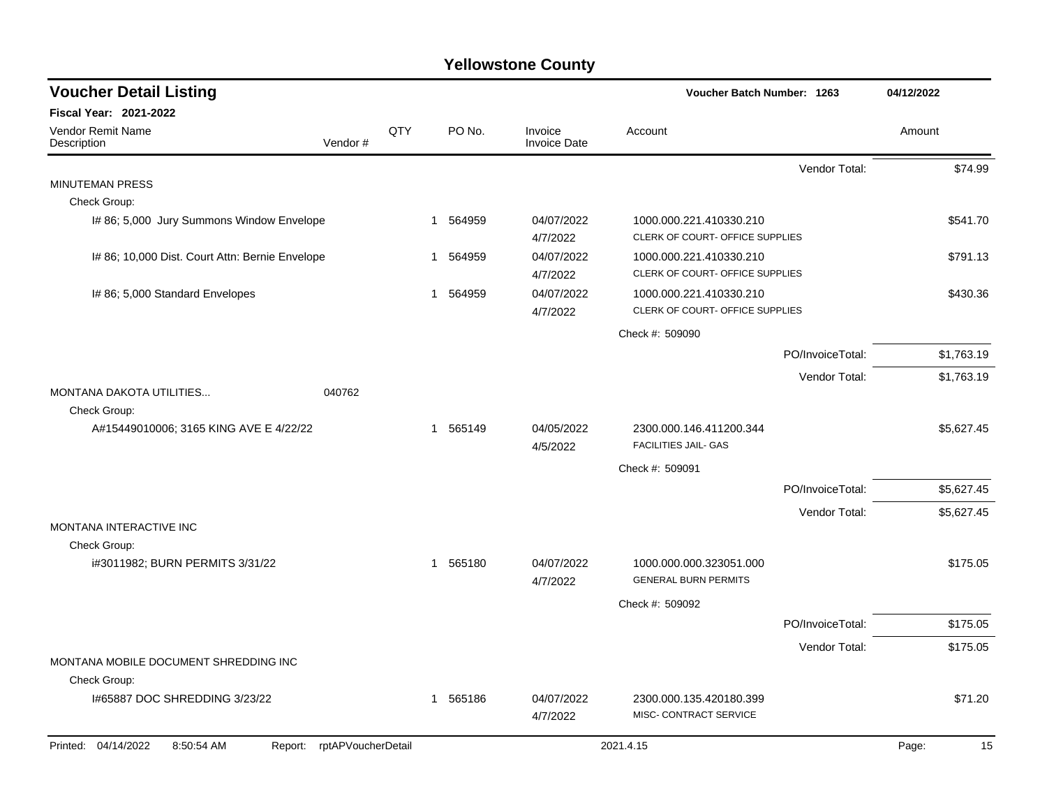# Yellowstone County

## Voucher Detail Listing

**Voucher Batch Number: 1263** — 04/12/2022

**Fiscal Year: 2021-2022**

| Vendor Remit Name / Description | Vendor # | QTY | PO No. | Invoice / Invoice Date | Account | Amount |
|---|---|---|---|---|---|---|
| | | | | | Vendor Total: | $74.99 |
| MINUTEMAN PRESS | | | | | | |
| Check Group: | | | | | | |
| I# 86; 5,000 Jury Summons Window Envelope | | 1 | 564959 | 04/07/2022 4/7/2022 | 1000.000.221.410330.210 CLERK OF COURT- OFFICE SUPPLIES | $541.70 |
| I# 86; 10,000 Dist. Court Attn: Bernie Envelope | | 1 | 564959 | 04/07/2022 4/7/2022 | 1000.000.221.410330.210 CLERK OF COURT- OFFICE SUPPLIES | $791.13 |
| I# 86; 5,000 Standard Envelopes | | 1 | 564959 | 04/07/2022 4/7/2022 | 1000.000.221.410330.210 CLERK OF COURT- OFFICE SUPPLIES | $430.36 |
| | | | | | Check #: 509090 | |
| | | | | | PO/InvoiceTotal: | $1,763.19 |
| | | | | | Vendor Total: | $1,763.19 |
| MONTANA DAKOTA UTILITIES... | 040762 | | | | | |
| Check Group: | | | | | | |
| A#15449010006; 3165 KING AVE E 4/22/22 | | 1 | 565149 | 04/05/2022 4/5/2022 | 2300.000.146.411200.344 FACILITIES JAIL- GAS | $5,627.45 |
| | | | | | Check #: 509091 | |
| | | | | | PO/InvoiceTotal: | $5,627.45 |
| | | | | | Vendor Total: | $5,627.45 |
| MONTANA INTERACTIVE INC | | | | | | |
| Check Group: | | | | | | |
| i#3011982; BURN PERMITS 3/31/22 | | 1 | 565180 | 04/07/2022 4/7/2022 | 1000.000.000.323051.000 GENERAL BURN PERMITS | $175.05 |
| | | | | | Check #: 509092 | |
| | | | | | PO/InvoiceTotal: | $175.05 |
| | | | | | Vendor Total: | $175.05 |
| MONTANA MOBILE DOCUMENT SHREDDING INC | | | | | | |
| Check Group: | | | | | | |
| I#65887 DOC SHREDDING 3/23/22 | | 1 | 565186 | 04/07/2022 4/7/2022 | 2300.000.135.420180.399 MISC- CONTRACT SERVICE | $71.20 |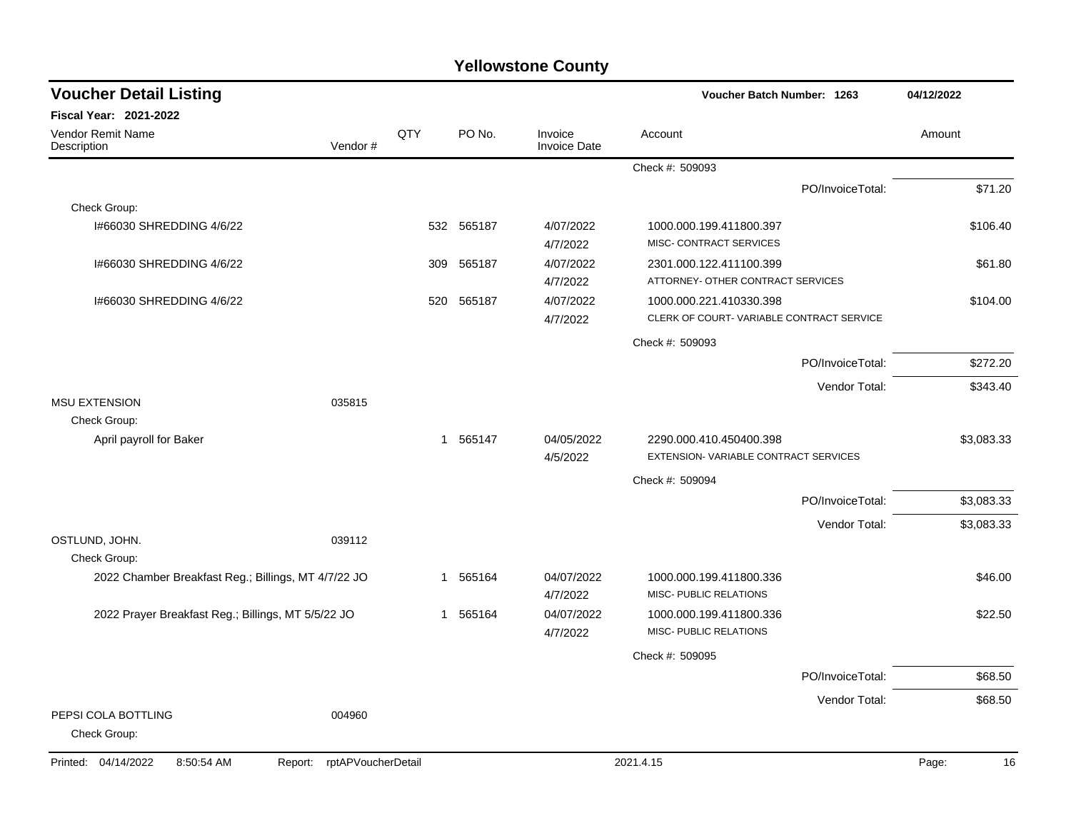# Yellowstone County

## Voucher Detail Listing

**Voucher Batch Number: 1263** — 04/12/2022

**Fiscal Year: 2021-2022**

| Vendor Remit Name / Description | Vendor # | QTY | PO No. | Invoice / Invoice Date | Account | Amount |
|---|---|---|---|---|---|---|
| | | | | | Check #: 509093 | |
| | | | | | PO/InvoiceTotal: | $71.20 |
| Check Group: | | | | | | |
| I#66030 SHREDDING 4/6/22 | | 532 | 565187 | 4/07/2022 / 4/7/2022 | 1000.000.199.411800.397 MISC- CONTRACT SERVICES | $106.40 |
| I#66030 SHREDDING 4/6/22 | | 309 | 565187 | 4/07/2022 / 4/7/2022 | 2301.000.122.411100.399 ATTORNEY- OTHER CONTRACT SERVICES | $61.80 |
| I#66030 SHREDDING 4/6/22 | | 520 | 565187 | 4/07/2022 / 4/7/2022 | 1000.000.221.410330.398 CLERK OF COURT- VARIABLE CONTRACT SERVICE | $104.00 |
| | | | | | Check #: 509093 | |
| | | | | | PO/InvoiceTotal: | $272.20 |
| | | | | | Vendor Total: | $343.40 |
| MSU EXTENSION | 035815 | | | | | |
| Check Group: | | | | | | |
| April payroll for Baker | | 1 | 565147 | 04/05/2022 / 4/5/2022 | 2290.000.410.450400.398 EXTENSION- VARIABLE CONTRACT SERVICES | $3,083.33 |
| | | | | | Check #: 509094 | |
| | | | | | PO/InvoiceTotal: | $3,083.33 |
| | | | | | Vendor Total: | $3,083.33 |
| OSTLUND, JOHN. | 039112 | | | | | |
| Check Group: | | | | | | |
| 2022 Chamber Breakfast Reg.; Billings, MT 4/7/22 JO | | 1 | 565164 | 04/07/2022 / 4/7/2022 | 1000.000.199.411800.336 MISC- PUBLIC RELATIONS | $46.00 |
| 2022 Prayer Breakfast Reg.; Billings, MT 5/5/22 JO | | 1 | 565164 | 04/07/2022 / 4/7/2022 | 1000.000.199.411800.336 MISC- PUBLIC RELATIONS | $22.50 |
| | | | | | Check #: 509095 | |
| | | | | | PO/InvoiceTotal: | $68.50 |
| | | | | | Vendor Total: | $68.50 |
| PEPSI COLA BOTTLING | 004960 | | | | | |
| Check Group: | | | | | | |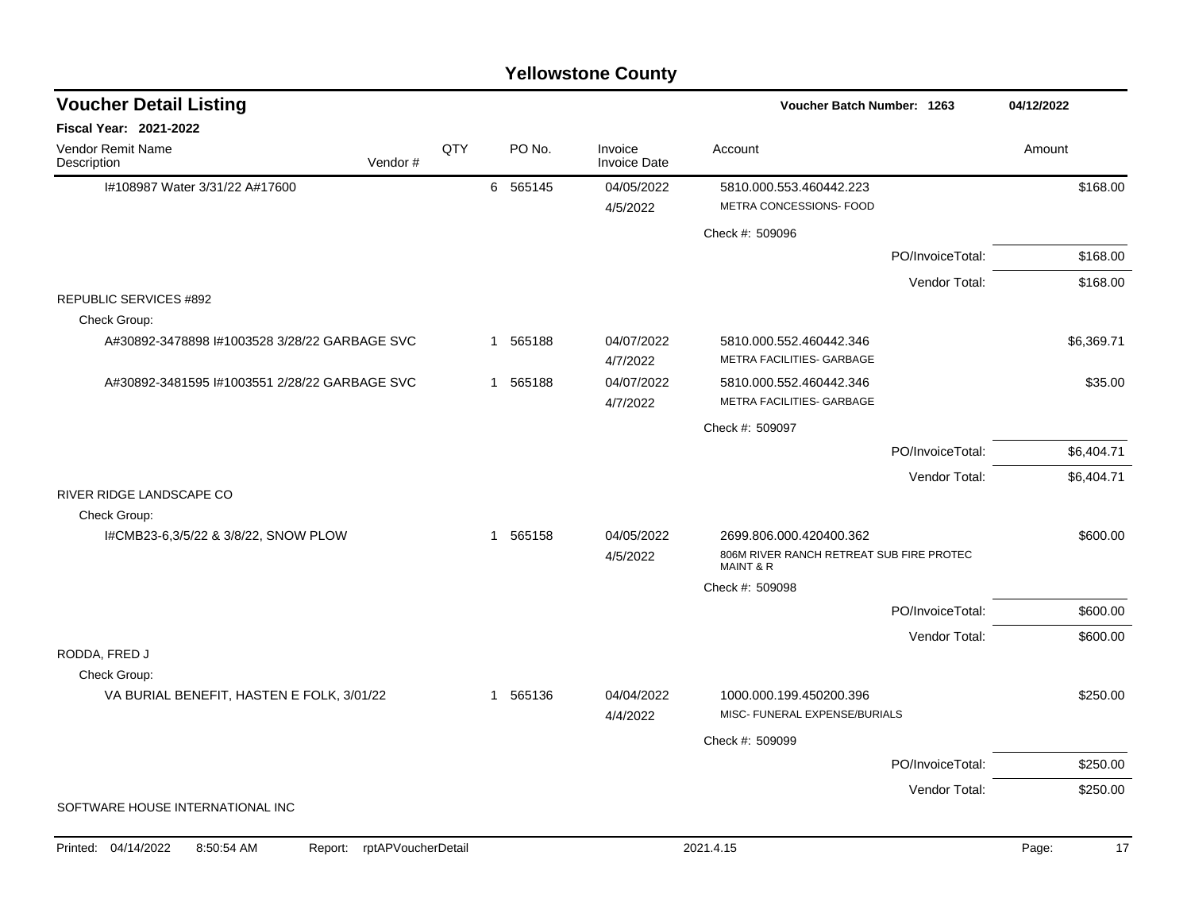# Yellowstone County

## Voucher Detail Listing

**Voucher Batch Number: 1263** — 04/12/2022

**Fiscal Year: 2021-2022**

| Vendor Remit Name / Description | Vendor # | QTY | PO No. | Invoice / Invoice Date | Account | Amount |
|---|---|---|---|---|---|---|
| I#108987 Water 3/31/22 A#17600 | | 6 | 565145 | 04/05/2022<br>4/5/2022 | 5810.000.553.460442.223<br>METRA CONCESSIONS- FOOD | $168.00 |
| | | | | | Check #: 509096 | |
| | | | | | PO/InvoiceTotal: | $168.00 |
| | | | | | Vendor Total: | $168.00 |
| REPUBLIC SERVICES #892 | | | | | | |
| Check Group: | | | | | | |
| A#30892-3478898 I#1003528 3/28/22 GARBAGE SVC | | 1 | 565188 | 04/07/2022<br>4/7/2022 | 5810.000.552.460442.346<br>METRA FACILITIES- GARBAGE | $6,369.71 |
| A#30892-3481595 I#1003551 2/28/22 GARBAGE SVC | | 1 | 565188 | 04/07/2022<br>4/7/2022 | 5810.000.552.460442.346<br>METRA FACILITIES- GARBAGE | $35.00 |
| | | | | | Check #: 509097 | |
| | | | | | PO/InvoiceTotal: | $6,404.71 |
| | | | | | Vendor Total: | $6,404.71 |
| RIVER RIDGE LANDSCAPE CO | | | | | | |
| Check Group: | | | | | | |
| I#CMB23-6,3/5/22 & 3/8/22, SNOW PLOW | | 1 | 565158 | 04/05/2022<br>4/5/2022 | 2699.806.000.420400.362<br>806M RIVER RANCH RETREAT SUB FIRE PROTEC MAINT & R | $600.00 |
| | | | | | Check #: 509098 | |
| | | | | | PO/InvoiceTotal: | $600.00 |
| | | | | | Vendor Total: | $600.00 |
| RODDA, FRED J | | | | | | |
| Check Group: | | | | | | |
| VA BURIAL BENEFIT, HASTEN E FOLK, 3/01/22 | | 1 | 565136 | 04/04/2022<br>4/4/2022 | 1000.000.199.450200.396<br>MISC- FUNERAL EXPENSE/BURIALS | $250.00 |
| | | | | | Check #: 509099 | |
| | | | | | PO/InvoiceTotal: | $250.00 |
| | | | | | Vendor Total: | $250.00 |
| SOFTWARE HOUSE INTERNATIONAL INC | | | | | | |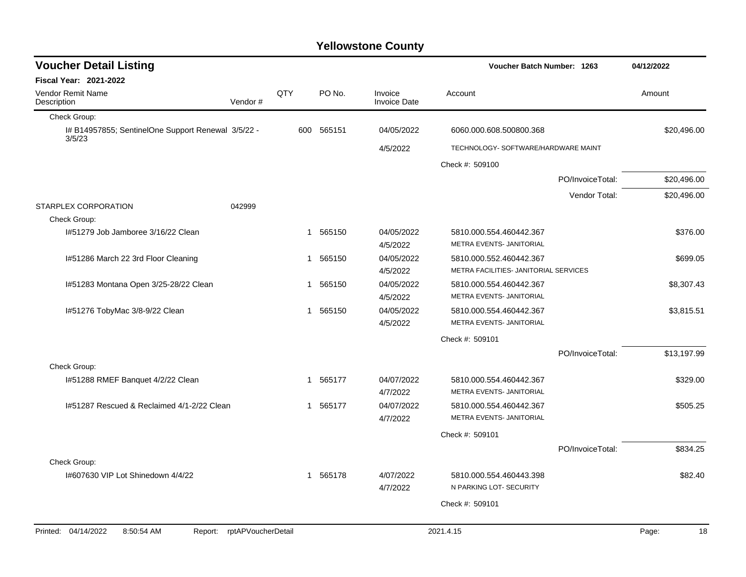# Yellowstone County

## Voucher Detail Listing

Voucher Batch Number: 1263 — 04/12/2022

**Fiscal Year: 2021-2022**

| Vendor Remit Name / Description | Vendor # | QTY | PO No. | Invoice / Invoice Date | Account | Amount |
|---|---|---|---|---|---|---|
| Check Group: | | | | | | |
| I# B14957855; SentinelOne Support Renewal 3/5/22 - 3/5/23 | | 600 | 565151 | 04/05/2022 | 6060.000.608.500800.368 | $20,496.00 |
| | | | | 4/5/2022 | TECHNOLOGY- SOFTWARE/HARDWARE MAINT | |
| | | | | | Check #: 509100 | |
| | | | | | PO/InvoiceTotal: | $20,496.00 |
| | | | | | Vendor Total: | $20,496.00 |
| STARPLEX CORPORATION | 042999 | | | | | |
| Check Group: | | | | | | |
| I#51279 Job Jamboree 3/16/22 Clean | | 1 | 565150 | 04/05/2022 | 5810.000.554.460442.367 | $376.00 |
| | | | | 4/5/2022 | METRA EVENTS- JANITORIAL | |
| I#51286 March 22 3rd Floor Cleaning | | 1 | 565150 | 04/05/2022 | 5810.000.552.460442.367 | $699.05 |
| | | | | 4/5/2022 | METRA FACILITIES- JANITORIAL SERVICES | |
| I#51283 Montana Open 3/25-28/22 Clean | | 1 | 565150 | 04/05/2022 | 5810.000.554.460442.367 | $8,307.43 |
| | | | | 4/5/2022 | METRA EVENTS- JANITORIAL | |
| I#51276 TobyMac 3/8-9/22 Clean | | 1 | 565150 | 04/05/2022 | 5810.000.554.460442.367 | $3,815.51 |
| | | | | 4/5/2022 | METRA EVENTS- JANITORIAL | |
| | | | | | Check #: 509101 | |
| | | | | | PO/InvoiceTotal: | $13,197.99 |
| Check Group: | | | | | | |
| I#51288 RMEF Banquet 4/2/22 Clean | | 1 | 565177 | 04/07/2022 | 5810.000.554.460442.367 | $329.00 |
| | | | | 4/7/2022 | METRA EVENTS- JANITORIAL | |
| I#51287 Rescued & Reclaimed 4/1-2/22 Clean | | 1 | 565177 | 04/07/2022 | 5810.000.554.460442.367 | $505.25 |
| | | | | 4/7/2022 | METRA EVENTS- JANITORIAL | |
| | | | | | Check #: 509101 | |
| | | | | | PO/InvoiceTotal: | $834.25 |
| Check Group: | | | | | | |
| I#607630 VIP Lot Shinedown 4/4/22 | | 1 | 565178 | 4/07/2022 | 5810.000.554.460443.398 | $82.40 |
| | | | | 4/7/2022 | N PARKING LOT- SECURITY | |
| | | | | | Check #: 509101 | |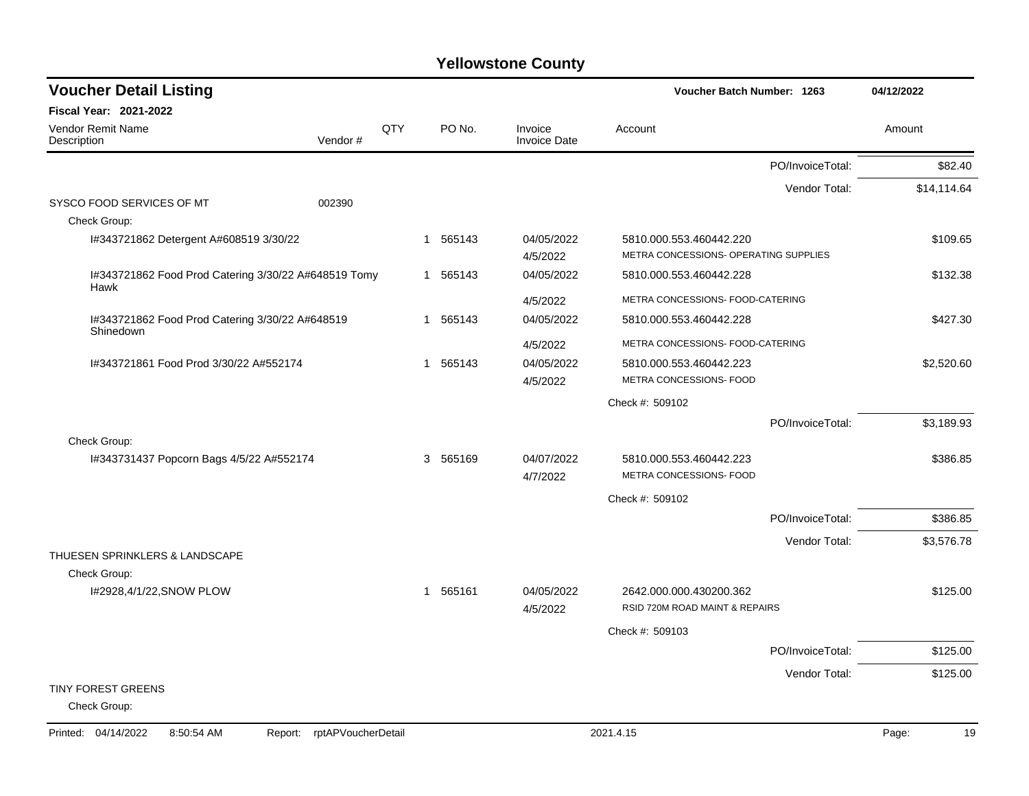# Yellowstone County

## Voucher Detail Listing

**Voucher Batch Number: 1263** — 04/12/2022

**Fiscal Year: 2021-2022**

| Vendor Remit Name / Description | Vendor # | QTY | PO No. | Invoice / Invoice Date | Account | Amount |
|---|---|---|---|---|---|---|
| | | | | | PO/InvoiceTotal: | $82.40 |
| | | | | | Vendor Total: | $14,114.64 |
| SYSCO FOOD SERVICES OF MT | 002390 | | | | | |
| Check Group: | | | | | | |
| I#343721862 Detergent A#608519 3/30/22 | | 1 | 565143 | 04/05/2022 4/5/2022 | 5810.000.553.460442.220 METRA CONCESSIONS- OPERATING SUPPLIES | $109.65 |
| I#343721862 Food Prod Catering 3/30/22 A#648519 Tomy Hawk | | 1 | 565143 | 04/05/2022 4/5/2022 | 5810.000.553.460442.228 METRA CONCESSIONS- FOOD-CATERING | $132.38 |
| I#343721862 Food Prod Catering 3/30/22 A#648519 Shinedown | | 1 | 565143 | 04/05/2022 4/5/2022 | 5810.000.553.460442.228 METRA CONCESSIONS- FOOD-CATERING | $427.30 |
| I#343721861 Food Prod 3/30/22 A#552174 | | 1 | 565143 | 04/05/2022 4/5/2022 | 5810.000.553.460442.223 METRA CONCESSIONS- FOOD | $2,520.60 |
| | | | | | Check #: 509102 | |
| | | | | | PO/InvoiceTotal: | $3,189.93 |
| Check Group: | | | | | | |
| I#343731437 Popcorn Bags 4/5/22 A#552174 | | 3 | 565169 | 04/07/2022 4/7/2022 | 5810.000.553.460442.223 METRA CONCESSIONS- FOOD | $386.85 |
| | | | | | Check #: 509102 | |
| | | | | | PO/InvoiceTotal: | $386.85 |
| | | | | | Vendor Total: | $3,576.78 |
| THUESEN SPRINKLERS & LANDSCAPE | | | | | | |
| Check Group: | | | | | | |
| I#2928,4/1/22,SNOW PLOW | | 1 | 565161 | 04/05/2022 4/5/2022 | 2642.000.000.430200.362 RSID 720M ROAD MAINT & REPAIRS | $125.00 |
| | | | | | Check #: 509103 | |
| | | | | | PO/InvoiceTotal: | $125.00 |
| | | | | | Vendor Total: | $125.00 |
| TINY FOREST GREENS | | | | | | |
| Check Group: | | | | | | |

Printed: 04/14/2022 8:50:54 AM Report: rptAPVoucherDetail 2021.4.15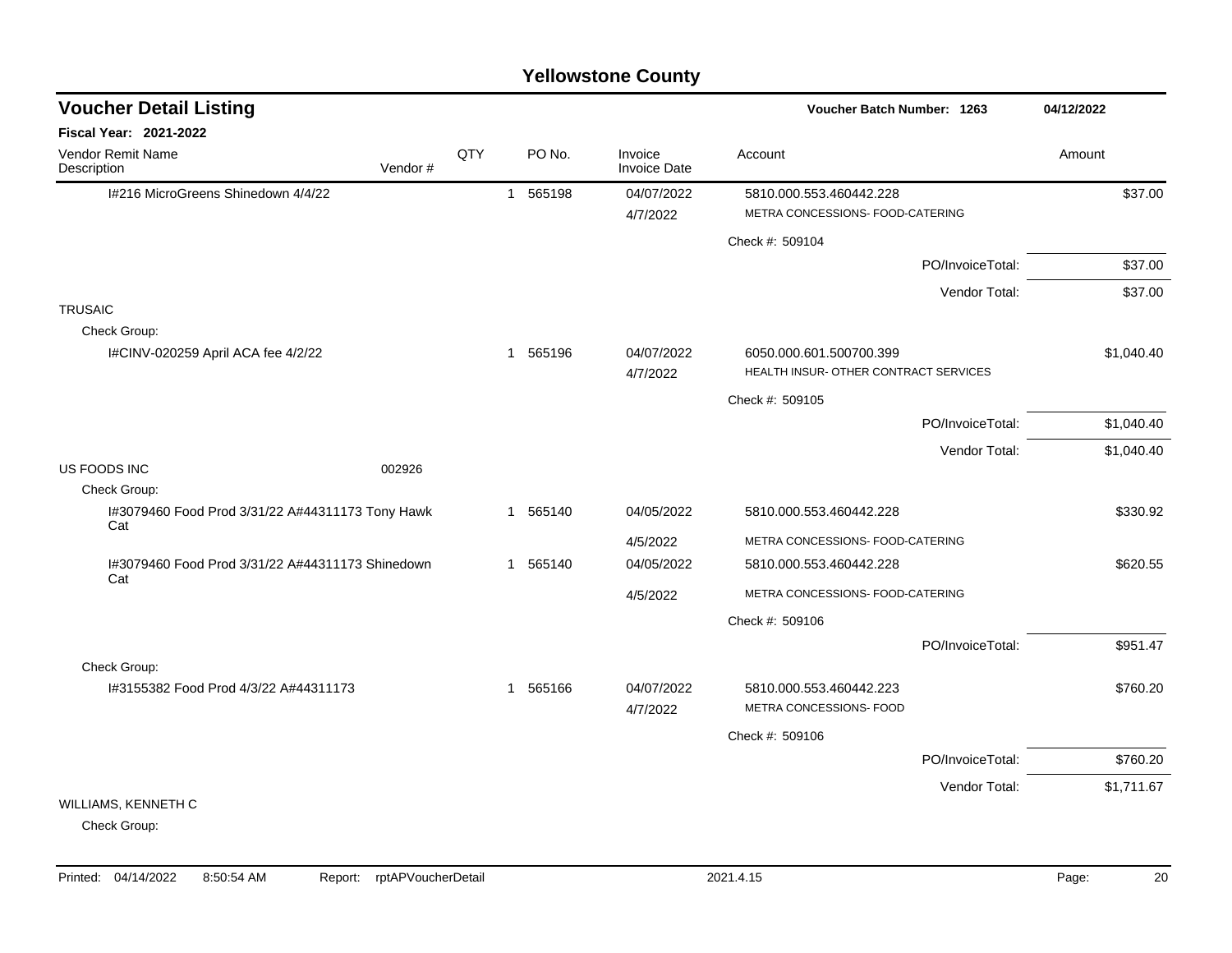# Yellowstone County

## Voucher Detail Listing

**Voucher Batch Number: 1263** 04/12/2022

**Fiscal Year: 2021-2022**

| Vendor Remit Name / Description | Vendor # | QTY | PO No. | Invoice / Invoice Date | Account | Amount |
|---|---|---|---|---|---|---|
| I#216 MicroGreens Shinedown 4/4/22 | | 1 | 565198 | 04/07/2022 / 4/7/2022 | 5810.000.553.460442.228 METRA CONCESSIONS- FOOD-CATERING | $37.00 |
| | | | | | Check #: 509104 | |
| | | | | | PO/InvoiceTotal: | $37.00 |
| | | | | | Vendor Total: | $37.00 |
| TRUSAIC | | | | | | |
| Check Group: | | | | | | |
| I#CINV-020259 April ACA fee 4/2/22 | | 1 | 565196 | 04/07/2022 / 4/7/2022 | 6050.000.601.500700.399 HEALTH INSUR- OTHER CONTRACT SERVICES | $1,040.40 |
| | | | | | Check #: 509105 | |
| | | | | | PO/InvoiceTotal: | $1,040.40 |
| | | | | | Vendor Total: | $1,040.40 |
| US FOODS INC | 002926 | | | | | |
| Check Group: | | | | | | |
| I#3079460 Food Prod 3/31/22 A#44311173 Tony Hawk Cat | | 1 | 565140 | 04/05/2022 / 4/5/2022 | 5810.000.553.460442.228 METRA CONCESSIONS- FOOD-CATERING | $330.92 |
| I#3079460 Food Prod 3/31/22 A#44311173 Shinedown Cat | | 1 | 565140 | 04/05/2022 / 4/5/2022 | 5810.000.553.460442.228 METRA CONCESSIONS- FOOD-CATERING | $620.55 |
| | | | | | Check #: 509106 | |
| | | | | | PO/InvoiceTotal: | $951.47 |
| Check Group: | | | | | | |
| I#3155382 Food Prod 4/3/22 A#44311173 | | 1 | 565166 | 04/07/2022 / 4/7/2022 | 5810.000.553.460442.223 METRA CONCESSIONS- FOOD | $760.20 |
| | | | | | Check #: 509106 | |
| | | | | | PO/InvoiceTotal: | $760.20 |
| | | | | | Vendor Total: | $1,711.67 |
| WILLIAMS, KENNETH C | | | | | | |
| Check Group: | | | | | | |

Printed: 04/14/2022 8:50:54 AM Report: rptAPVoucherDetail 2021.4.15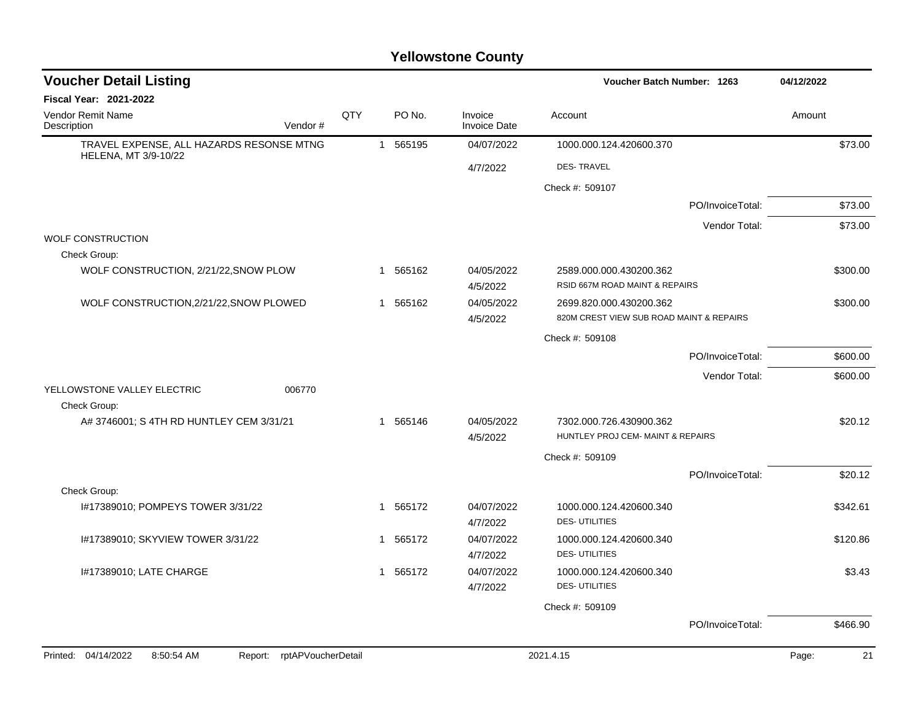# Yellowstone County

## Voucher Detail Listing

**Voucher Batch Number: 1263** — 04/12/2022

**Fiscal Year: 2021-2022**

| Vendor Remit Name / Description | Vendor # | QTY | PO No. | Invoice / Invoice Date | Account | Amount |
|---|---|---|---|---|---|---|
| TRAVEL EXPENSE, ALL HAZARDS RESONSE MTNG HELENA, MT 3/9-10/22 | | 1 | 565195 | 04/07/2022 | 1000.000.124.420600.370 | $73.00 |
| | | | | 4/7/2022 | DES- TRAVEL | |
| | | | | | Check #: 509107 | |
| | | | | | PO/InvoiceTotal: | $73.00 |
| | | | | | Vendor Total: | $73.00 |
| WOLF CONSTRUCTION | | | | | | |
| Check Group: | | | | | | |
| WOLF CONSTRUCTION, 2/21/22,SNOW PLOW | | 1 | 565162 | 04/05/2022 | 2589.000.000.430200.362 | $300.00 |
| | | | | 4/5/2022 | RSID 667M ROAD MAINT & REPAIRS | |
| WOLF CONSTRUCTION,2/21/22,SNOW PLOWED | | 1 | 565162 | 04/05/2022 | 2699.820.000.430200.362 | $300.00 |
| | | | | 4/5/2022 | 820M CREST VIEW SUB ROAD MAINT & REPAIRS | |
| | | | | | Check #: 509108 | |
| | | | | | PO/InvoiceTotal: | $600.00 |
| | | | | | Vendor Total: | $600.00 |
| YELLOWSTONE VALLEY ELECTRIC | 006770 | | | | | |
| Check Group: | | | | | | |
| A# 3746001; S 4TH RD HUNTLEY CEM 3/31/21 | | 1 | 565146 | 04/05/2022 | 7302.000.726.430900.362 | $20.12 |
| | | | | 4/5/2022 | HUNTLEY PROJ CEM- MAINT & REPAIRS | |
| | | | | | Check #: 509109 | |
| | | | | | PO/InvoiceTotal: | $20.12 |
| Check Group: | | | | | | |
| I#17389010; POMPEYS TOWER 3/31/22 | | 1 | 565172 | 04/07/2022 | 1000.000.124.420600.340 | $342.61 |
| | | | | 4/7/2022 | DES- UTILITIES | |
| I#17389010; SKYVIEW TOWER 3/31/22 | | 1 | 565172 | 04/07/2022 | 1000.000.124.420600.340 | $120.86 |
| | | | | 4/7/2022 | DES- UTILITIES | |
| I#17389010; LATE CHARGE | | 1 | 565172 | 04/07/2022 | 1000.000.124.420600.340 | $3.43 |
| | | | | 4/7/2022 | DES- UTILITIES | |
| | | | | | Check #: 509109 | |
| | | | | | PO/InvoiceTotal: | $466.90 |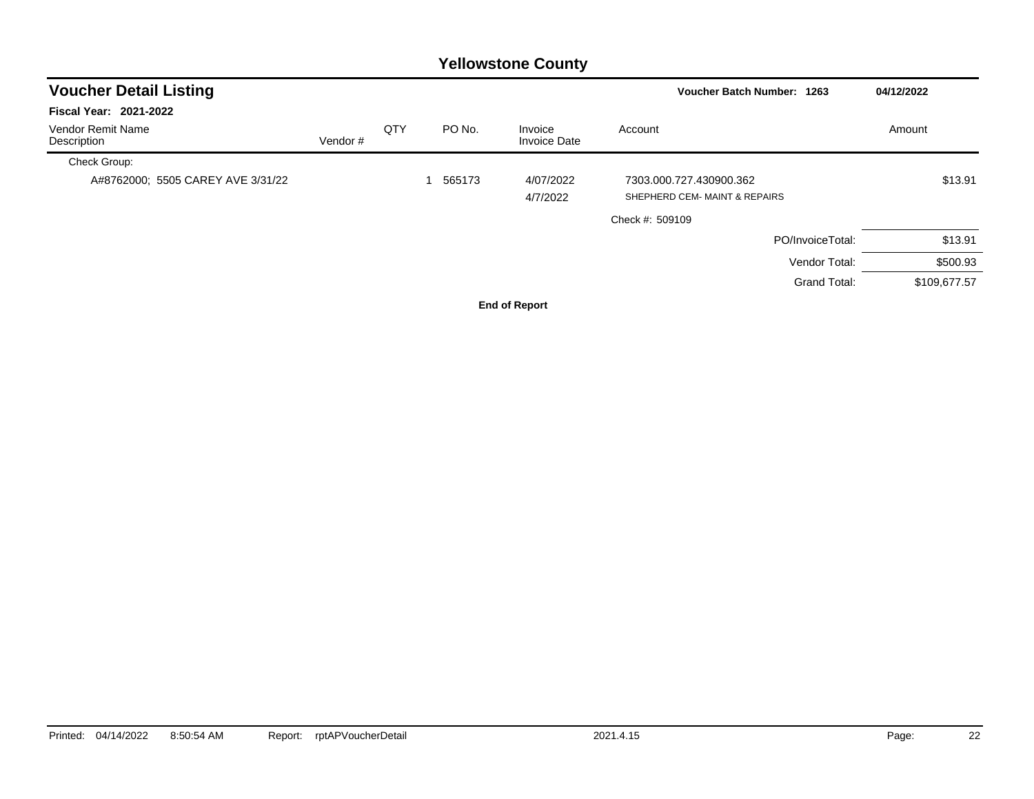# Yellowstone County

## Voucher Detail Listing

**Voucher Batch Number: 1263** **04/12/2022**

**Fiscal Year: 2021-2022**

| Vendor Remit Name / Description | Vendor # | QTY | PO No. | Invoice / Invoice Date | Account | Amount |
|---|---|---|---|---|---|---|
| Check Group: | | | | | | |
| A#8762000; 5505 CAREY AVE 3/31/22 | | 1 | 565173 | 4/07/2022 / 4/7/2022 | 7303.000.727.430900.362 / SHEPHERD CEM- MAINT & REPAIRS | $13.91 |
| | | | | | Check #: 509109 | |
| | | | | | PO/InvoiceTotal: | $13.91 |
| | | | | | Vendor Total: | $500.93 |
| | | | | | Grand Total: | $109,677.57 |

**End of Report**